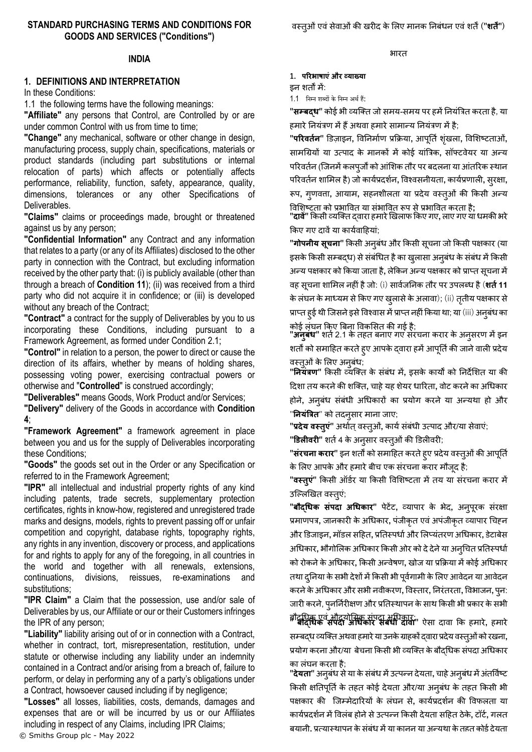# STANDARD PURCHASING TERMS AND CONDITIONS FOR GOODS AND SERVICES ("Conditions")

## INDIA

### 1. DEFINITIONS AND INTERPRETATION

In these Conditions:

1.1 the following terms have the following meanings:

**"Affiliate"** any persons that Control, are Controlled by or are under common Control with us from time to time;

**"Change"** any mechanical, software or other change in design, manufacturing process, supply chain, specifications, materials or product standards (including part substitutions or internal relocation of parts) which affects or potentially affects performance, reliability, function, safety, appearance, quality, dimensions, tolerances or any other Specifications of Deliverables.

**"Claims"** claims or proceedings made, brought or threatened against us by any person;

**"Confidential Information"** any Contract and any information that relates to a party (or any of its Affiliates) disclosed to the other party in connection with the Contract, but excluding information received by the other party that: (i) is publicly available (other than through a breach of **Condition 11**); (ii) was received from a third party who did not acquire it in confidence; or (iii) is developed without any breach of the Contract;

**"Contract"** a contract for the supply of Deliverables by you to us incorporating these Conditions, including pursuant to a Framework Agreement, as formed under Condition 2.1;

**"Control"** in relation to a person, the power to direct or cause the direction of its affairs, whether by means of holding shares, possessing voting power, exercising contractual powers or otherwise and "**Controlled**" is construed accordingly;

**"Deliverables"** means Goods, Work Product and/or Services;

**"Delivery"** delivery of the Goods in accordance with **Condition 4**;

**"Framework Agreement"** a framework agreement in place between you and us for the supply of Deliverables incorporating these Conditions;

**"Goods"** the goods set out in the Order or any Specification or referred to in the Framework Agreement;

**"IPR"** all intellectual and industrial property rights of any kind including patents, trade secrets, supplementary protection certificates, rights in know-how, registered and unregistered trade marks and designs, models, rights to prevent passing off or unfair competition and copyright, database rights, topography rights, any rights in any invention, discovery or process, and applications for and rights to apply for any of the foregoing, in all countries in the world and together with all renewals, extensions, continuations, divisions, reissues, re-examinations and substitutions;

**"IPR Claim"** a Claim that the possession, use and/or sale of Deliverables by us, our Affiliate or our or their Customers infringes the IPR of any person;

**"Liability"** liability arising out of or in connection with a Contract, whether in contract, tort, misrepresentation, restitution, under statute or otherwise including any liability under an indemnity contained in a Contract and/or arising from a breach of, failure to perform, or delay in performing any of a party's obligations under a Contract, howsoever caused including if by negligence;

**"Losses"** all losses, liabilities, costs, demands, damages and expenses that are or will be incurred by us or our Affiliates including in respect of any Claims, including IPR Claims;

# वस्तुओं एवं सेवाओं की खरीद के लिए मानक निबंधन एवं शर्तें ("**शर्तें**")

## भारत

### 1. परिभाषाएं और व्याख्या

इन शर्तों में:

1.1 निम्न शब्दों के निम्न अर्थ हैं:

"**सम्बद्ध**" कोई भी व्यक्ति जो समय-समय पर हमें नियंत्रित करता है, या हमारे नियंत्रण में हैं अथवा हमारे सामान्य नियंत्रण में है;

"**परिवर्तन**" डिज़ाइन, विनिर्माण प्रक्रिया, आपूर्ति शृंखला, विशिष्टताओं, सामग्रियों या उत्पाद के मानकों में कोई यांत्रिक, सॉफ्टवेयर या अन्य परिवर्तन (जिनमें कलपुर्जों को आंशिक तौर पर बदलना या आंतरिक स्थान परिवर्तन शामिल है) जो कार्यप्रदर्शन, विश्वसनीयता, कार्यप्रणाली, सुरक्षा, रूप, गुणवत्ता, आयाम, सहनशीलता या प्रदेय वस्तुओं की किसी अन्य विशिष्टता को प्रभावित या संभावित रूप से प्रभावित करता है;

"**दावे**" किसी व्यक्ति द्वारा हमारे खिलाफ किए गए, लाए गए या धमकी भरे किए गए दावें या कार्यवाहियां;

"**गोपनीय सूचना**" किसी अनुबंध और किसी सूचना जो किसी पक्षकार (या इसके किसी सम्बद्ध) से संबंधित है का खुलासा अनुबंध के संबंध में किसी अन्य पक्षकार को किया जाता है, लेकिन अन्य पक्षकार को प्राप्त सूचना में वह सूचना शामिल नहीं है जो: (i) सार्वजनिक तौर पर उपलब्ध है (**शर्त 11** के लंघन के माध्यम से किए गए खुलासे के अलावा); (ii) तृतीय पक्षकार से प्राप्त हुई थी जिसने इसे विश्वास में प्राप्त नहीं किया था; या (iii) अनुबंध का कोई लंघन किए बिना विकसित की गई है;

"**अनुबंध**" शर्त 2.1 के तहत बनाए गए संरचना करार के अनुसरण में इन शर्तों को समाहित करते हुए आपके द्वारा हमें आपूर्ति की जाने वाली प्रदेय वस्तुओं के लिए अनुबंध;

"**नियंत्रण**" किसी व्यक्ति के संबंध में, इसके कार्यों को निर्देशित या की दिशा तय करने की शक्ति, चाहे यह शेयर धारिता, वोट करने का अधिकार होने, अनुबंध संबंधी अधिकारों का प्रयोग करने या अन्यथा हो और "**नियंत्रित**" को तदनुसार माना जाए;

"**प्रदेय वस्तुएं**" अर्थात् वस्तुओं, कार्य संबंधी उत्पाद और/या सेवाएं;

"**डिलीवरी**" शर्त 4 के अनुसार वस्तुओं की डिलीवरी;

"**संरचना करार**" इन शर्तों को समाहित करते हुए प्रदेय वस्तुओं की आपूर्ति के लिए आपके और हमारे बीच एक संरचना करार मौजूद है;

"**वस्तुएं**" किसी ऑर्डर या किसी विशिष्टता में तय या संरचना करार में उल्लिखित वस्तुएं;

"**बौद्धिक संपदा अधिकार**" पेटेंट, व्यापार के भेद, अनुपूरक संरक्षा प्रमाणपत्र, जानकारी के अधिकार, पंजीकृत एवं अपंजीकृत व्यापार चिह्न और डिजाइन, मॉडल सहित, प्रतिस्पर्धा और लिप्यंतरण अधिकार, डेटाबेस अधिकार, भौगोलिक अधिकार किसी ओर को दे देने या अनुचित प्रतिस्पर्धा को रोकने के अधिकार, किसी अन्वेषण, खोज या प्रक्रिया में कोई अधिकार तथा दुनिया के सभी देशों में किसी भी पूर्वगामी के लिए आवेदन या आवेदन करने के अधिकार और सभी नवीकरण, विस्तार, निरंतरता, विभाजन, पुन: जारी करने, पुनर्निरीक्षण और प्रतिस्थापन के साथ किसी भी प्रकार के सभी बौद्धिक एवं औद्योगिक संपदा अधिकार;

"**बौद्धिक संपदा अधिकार संबंधी दावा**" ऐसा दावा कि हमारे, हमारे सम्बद्ध व्यक्ति अथवा हमारे या उनके ग्राहकों द्वारा प्रदेय वस्तुओं को रखना, प्रयोग करना और/या बेचना किसी भी व्यक्ति के बौद्धिक संपदा अधिकार का लंघन करता है;

"**देयता**" अनुबंध से या के संबंध में उत्पन्न देयता, चाहे अनुबंध में अंतर्विष्ट किसी क्षतिपूर्ति के तहत कोई देयता और/या अनुबंध के तहत किसी भी पक्षकार की जिम्मेदारियों के लंघन से, कार्यप्रदर्शन की विफलता या कार्यप्रदर्शन में विलंब होने से उत्पन्न किसी देयता सहित ठेके, टॉर्ट, गलत बयानी, प्रत्यास्थापन के संबंध में या कानून या अन्यथा के तहत कोई देयता

© Smiths Group plc - May 2022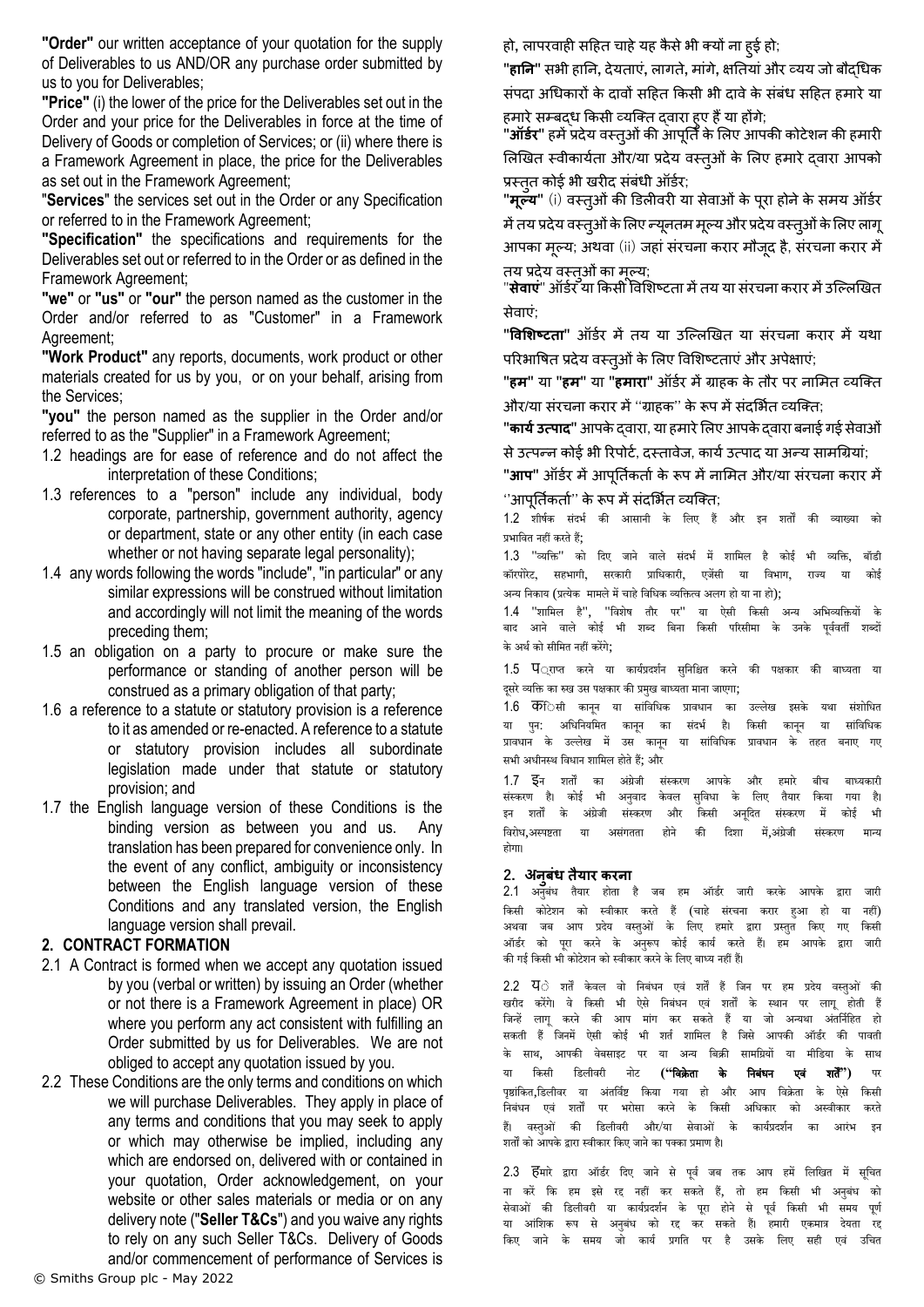**"Order"** our written acceptance of your quotation for the supply of Deliverables to us AND/OR any purchase order submitted by us to you for Deliverables;

**"Price"** (i) the lower of the price for the Deliverables set out in the Order and your price for the Deliverables in force at the time of Delivery of Goods or completion of Services; or (ii) where there is a Framework Agreement in place, the price for the Deliverables as set out in the Framework Agreement;

"**Services**" the services set out in the Order or any Specification or referred to in the Framework Agreement;

**"Specification"** the specifications and requirements for the Deliverables set out or referred to in the Order or as defined in the Framework Agreement;

**"we"** or **"us"** or **"our"** the person named as the customer in the Order and/or referred to as "Customer" in a Framework Agreement;

**"Work Product"** any reports, documents, work product or other materials created for us by you, or on your behalf, arising from the Services;

**"you"** the person named as the supplier in the Order and/or referred to as the "Supplier" in a Framework Agreement;

1.2 headings are for ease of reference and do not affect the interpretation of these Conditions;

1.3 references to a "person" include any individual, body corporate, partnership, government authority, agency or department, state or any other entity (in each case whether or not having separate legal personality);

1.4 any words following the words "include", "in particular" or any similar expressions will be construed without limitation and accordingly will not limit the meaning of the words preceding them;

1.5 an obligation on a party to procure or make sure the performance or standing of another person will be construed as a primary obligation of that party;

1.6 a reference to a statute or statutory provision is a reference to it as amended or re-enacted. A reference to a statute or statutory provision includes all subordinate legislation made under that statute or statutory provision; and

1.7 the English language version of these Conditions is the binding version as between you and us. Any translation has been prepared for convenience only. In the event of any conflict, ambiguity or inconsistency between the English language version of these Conditions and any translated version, the English language version shall prevail.

## 2. CONTRACT FORMATION

2.1 A Contract is formed when we accept any quotation issued by you (verbal or written) by issuing an Order (whether or not there is a Framework Agreement in place) OR where you perform any act consistent with fulfilling an Order submitted by us for Deliverables. We are not obliged to accept any quotation issued by you.

2.2 These Conditions are the only terms and conditions on which we will purchase Deliverables. They apply in place of any terms and conditions that you may seek to apply or which may otherwise be implied, including any which are endorsed on, delivered with or contained in your quotation, Order acknowledgement, on your website or other sales materials or media or on any delivery note ("**Seller T&Cs**") and you waive any rights to rely on any such Seller T&Cs. Delivery of Goods and/or commencement of performance of Services is

हो, लापरवाही सहित चाहे यह कैसे भी क्यों ना हुई हो;

"**हानि**" सभी हानि, देयताएं, लागते, मांगे, क्षतियां और व्यय जो बौद्धिक संपदा अधिकारों के दावों सहित किसी भी दावे के संबंध सहित हमारे या हमारे सम्बद्ध किसी व्यक्ति द्वारा हुए हैं या होंगे;

"**ऑर्डर**" हमें प्रदेय वस्तुओं की आपूर्ति के लिए आपकी कोटेशन की हमारी लिखित स्वीकार्यता और/या प्रदेय वस्तुओं के लिए हमारे द्वारा आपको प्रस्तुत कोई भी खरीद संबंधी ऑर्डर;

"**मूल्य**" (i) वस्तुओं की डिलीवरी या सेवाओं के पूरा होने के समय ऑर्डर में तय प्रदेय वस्तुओं के लिए न्यूनतम मूल्य और प्रदेय वस्तुओं के लिए लागू आपका मूल्य; अथवा (ii) जहां संरचना करार मौजूद है, संरचना करार में तय प्रदेय वस्तुओं का मूल्य;

"**सेवाएं**" ऑर्डर या किसी विशिष्टता में तय या संरचना करार में उल्लिखित सेवाएं;

"**विशिष्टता**" ऑर्डर में तय या उल्लिखित या संरचना करार में यथा परिभाषित प्रदेय वस्तुओं के लिए विशिष्टताएं और अपेक्षाएं;

"**हम**" या "**हम**" या "**हमारा**" ऑर्डर में ग्राहक के तौर पर नामित व्यक्ति और/या संरचना करार में ''ग्राहक'' के रूप में संदर्भित व्यक्ति;

"**कार्य उत्पाद**" आपके द्वारा, या हमारे लिए आपके द्वारा बनाई गई सेवाओं से उत्पन्न कोई भी रिपोर्ट, दस्तावेज, कार्य उत्पाद या अन्य सामग्रियां;

"**आप**" ऑर्डर में आपूर्तिकर्ता के रूप में नामित और/या संरचना करार में ''आपूर्तिकर्ता'' के रूप में संदर्भित व्यक्ति;

1.2 शीर्षक संदर्भ की आसानी के लिए हैं और इन शर्तों की व्याख्या को प्रभावित नहीं करते हैं;

1.3 "व्यक्ति" को दिए जाने वाले संदर्भ में शामिल है कोई भी व्यक्ति, बॉडी कॉरपोरेट, सहभागी, सरकारी प्राधिकारी, एजेंसी या विभाग, राज्य या कोई अन्य निकाय (प्रत्येक मामले में चाहे विधिक व्यक्तित्व अलग हो या ना हो);

1.4 "शामिल है", "विशेष तौर पर" या ऐसी किसी अन्य अभिव्यक्तियों के बाद आने वाले कोई भी शब्द बिना किसी परिसीमा के उनके पूर्ववर्ती शब्दों के अर्थ को सीमित नहीं करेंगे;

1.5 प्राप्त करने या कार्यप्रदर्शन सुनिश्चित करने की पक्षकार की बाध्यता या दूसरे व्यक्ति का रुख उस पक्षकार की प्रमुख बाध्यता माना जाएगा;

1.6 किसी कानून या सांविधिक प्रावधान का उल्लेख इसके यथा संशोधित या पुन: अधिनियमित कानून का संदर्भ है। किसी कानून या सांविधिक प्रावधान के उल्लेख में उस कानून या सांविधिक प्रावधान के तहत बनाए गए सभी अधीनस्थ विधान शामिल होते हैं; और

1.7 इन शर्तों का अंग्रेजी संस्करण आपके और हमारे बीच बाध्यकारी संस्करण है। कोई भी अनुवाद केवल सुविधा के लिए तैयार किया गया है। इन शर्तों के अंग्रेजी संस्करण और किसी अनूदित संस्करण में कोई भी विरोध,अस्पष्टता या असंगतता होने की दिशा में,अंग्रेजी संस्करण मान्य होगा।

## 2. अनुबंध तैयार करना

2.1 अनुबंध तैयार होता है जब हम ऑर्डर जारी करके आपके द्वारा जारी किसी कोटेशन को स्वीकार करते हैं (चाहे संरचना करार हुआ हो या नहीं) अथवा जब आप प्रदेय वस्तुओं के लिए हमारे द्वारा प्रस्तुत किए गए किसी ऑर्डर को पूरा करने के अनुरूप कोई कार्य करते हैं। हम आपके द्वारा जारी की गई किसी भी कोटेशन को स्वीकार करने के लिए बाध्य नहीं हैं।

2.2 ये शर्तें केवल वो निबंधन एवं शर्तें हैं जिन पर हम प्रदेय वस्तुओं की खरीद करेंगे। वे किसी भी ऐसे निबंधन एवं शर्तों के स्थान पर लागू होती हैं जिन्हें लागू करने की आप मांग कर सकते हैं या जो अन्यथा अंतर्निहित हो सकती हैं जिनमें ऐसी कोई भी शर्त शामिल है जिसे आपकी ऑर्डर की पावती के साथ, आपकी वेबसाइट पर या अन्य बिक्री सामग्रियों या मीडिया के साथ या किसी डिलीवरी नोट **("विक्रेता के निबंधन एवं शर्तें")** पर पृष्ठांकित,डिलीवर या अंतर्विष्ट किया गया हो और आप विक्रेता के ऐसे किसी निबंधन एवं शर्तों पर भरोसा करने के किसी अधिकार को अस्वीकार करते हैं। वस्तुओं की डिलीवरी और/या सेवाओं के कार्यप्रदर्शन का आरंभ इन शर्तों को आपके द्वारा स्वीकार किए जाने का पक्का प्रमाण है।

2.3 हमारे द्वारा ऑर्डर दिए जाने से पूर्व जब तक आप हमें लिखित में सूचित ना करें कि हम इसे रद्द नहीं कर सकते हैं, तो हम किसी भी अनुबंध को सेवाओं की डिलीवरी या कार्यप्रदर्शन के पूरा होने से पूर्व किसी भी समय पूर्ण या आंशिक रूप से अनुबंध को रद्द कर सकते हैं। हमारी एकमात्र देयता रद्द किए जाने के समय जो कार्य प्रगति पर है उसके लिए सही एवं उचित

© Smiths Group plc - May 2022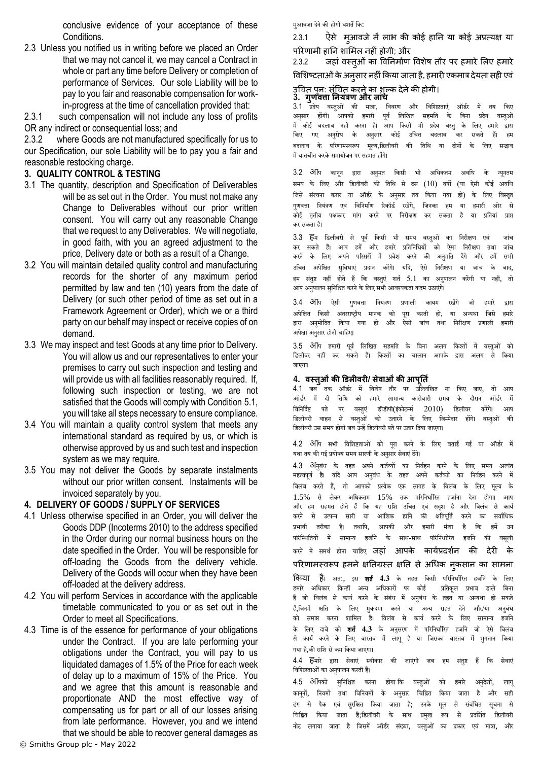conclusive evidence of your acceptance of these Conditions.

2.3 Unless you notified us in writing before we placed an Order that we may not cancel it, we may cancel a Contract in whole or part any time before Delivery or completion of performance of Services. Our sole Liability will be to pay to you fair and reasonable compensation for work-in-progress at the time of cancellation provided that:

2.3.1 such compensation will not include any loss of profits OR any indirect or consequential loss; and

2.3.2 where Goods are not manufactured specifically for us to our Specification, our sole Liability will be to pay you a fair and reasonable restocking charge.

## 3. QUALITY CONTROL & TESTING

3.1 The quantity, description and Specification of Deliverables will be as set out in the Order. You must not make any Change to Deliverables without our prior written consent. You will carry out any reasonable Change that we request to any Deliverables. We will negotiate, in good faith, with you an agreed adjustment to the price, Delivery date or both as a result of a Change.

3.2 You will maintain detailed quality control and manufacturing records for the shorter of any maximum period permitted by law and ten (10) years from the date of Delivery (or such other period of time as set out in a Framework Agreement or Order), which we or a third party on our behalf may inspect or receive copies of on demand.

3.3 We may inspect and test Goods at any time prior to Delivery. You will allow us and our representatives to enter your premises to carry out such inspection and testing and will provide us with all facilities reasonably required. If, following such inspection or testing, we are not satisfied that the Goods will comply with Condition 5.1, you will take all steps necessary to ensure compliance.

3.4 You will maintain a quality control system that meets any international standard as required by us, or which is otherwise approved by us and such test and inspection system as we may require.

3.5 You may not deliver the Goods by separate instalments without our prior written consent. Instalments will be invoiced separately by you.

## 4. DELIVERY OF GOODS / SUPPLY OF SERVICES

4.1 Unless otherwise specified in an Order, you will deliver the Goods DDP (Incoterms 2010) to the address specified in the Order during our normal business hours on the date specified in the Order. You will be responsible for off-loading the Goods from the delivery vehicle. Delivery of the Goods will occur when they have been off-loaded at the delivery address.

4.2 You will perform Services in accordance with the applicable timetable communicated to you or as set out in the Order to meet all Specifications.

4.3 Time is of the essence for performance of your obligations under the Contract. If you are late performing your obligations under the Contract, you will pay to us liquidated damages of 1.5% of the Price for each week of delay up to a maximum of 15% of the Price. You and we agree that this amount is reasonable and proportionate AND the most effective way of compensating us for part or all of our losses arising from late performance. However, you and we intend that we should be able to recover general damages as

मुआवजा देने की होगी बशर्ते कि:

2.3.1 ऐसे मुआवजे में लाभ की कोई हानि या कोई अप्रत्यक्ष या परिणामी हानि शामिल नहीं होगी; और

2.3.2 जहां वस्तुओं का विनिर्माण विशेष तौर पर हमारे लिए हमारे विशिष्टताओं के अनुसार नहीं किया जाता है, हमारी एकमात्र देयता सही एवं उचित पुन: संचित करने का शुल्क देने की होगी।

## 3. गुणवत्ता नियंत्रण और जांच

3.1 प्रदेय वस्तुओं की मात्रा, विवरण और विशिष्टताएं ऑर्डर में तय किए अनुसार होंगी। आपको हमारी पूर्व लिखित सहमति के बिना प्रदेय वस्तुओं में कोई बदलाव नहीं करना है। आप किसी भी प्रदेय वस्तु के लिए हमारे द्वारा किए गए अनुरोध के अनुसार कोई उचित बदलाव कर सकते हैं। हम बदलाव के परिणामस्वरूप मूल्य,डिलीवरी की तिथि या दोनों के लिए सद्भाव में बातचीत करके समायोजन पर सहमत होंगे।

3.2 आप कानून द्वारा अनुमत किसी भी अधिकतम अवधि के न्यूनतम समय के लिए और डिलीवरी की तिथि से दस (10) वर्षों (या ऐसी कोई अवधि जिसे संरचना करार या ऑर्डर के अनुसार तय किया गया हो) के लिए विस्तृत गुणवत्ता नियंत्रण एवं विनिर्माण रिकॉर्ड रखेंगे, जिनका हम या हमारी ओर से कोई तृतीय पक्षकार मांग करने पर निरीक्षण कर सकता है या प्रतियां प्राप्त कर सकता है।

3.3 हम डिलीवरी से पूर्व किसी भी समय वस्तुओं का निरीक्षण एवं जांच कर सकते हैं। आप हमें और हमारे प्रतिनिधियों को ऐसा निरीक्षण तथा जांच करने के लिए अपने परिसरों में प्रवेश करने की अनुमति देंगे और हमें सभी उचित अपेक्षित सुविधाएं प्रदान करेंगे। यदि, ऐसे निरीक्षण या जांच के बाद, हम संतुष्ट नहीं होते हैं कि वस्तुएं शर्त 5.1 का अनुपालन करेंगी या नहीं, तो आप अनुपालन सुनिश्चित करने के लिए सभी आवश्यकता कदम उठाएंगे।

3.4 आप ऐसी गुणवत्ता नियंत्रण प्रणाली कायम रखेंगे जो हमारे द्वारा अपेक्षित किसी अंतरराष्ट्रीय मानक को पूरा करती हो, या अन्यथा जिसे हमारे द्वारा अनुमोदित किया गया हो और ऐसी जांच तथा निरीक्षण प्रणाली हमारी अपेक्षा अनुसार होनी चाहिए।

3.5 आप हमारी पूर्व लिखित सहमति के बिना अलग किश्तों में वस्तुओं को डिलीवर नहीं कर सकते हैं। किश्तों का चालान आपके द्वारा अलग से किया जाएगा।

## 4. वस्तुओं की डिलीवरी/ सेवाओं की आपूर्ति

4.1 जब तक ऑर्डर में विशेष तौर पर उल्लिखित ना किए जाए, तो आप ऑर्डर में दी तिथि को हमारे सामान्य कारोबारी समय के दौरान ऑर्डर में विनिर्दिष्ट पते पर वस्तुएं डीडीपी(इंकोटर्म्स 2010) डिलीवर करेंगे। आप डिलीवरी वाहन से वस्तुओं को उतारने के लिए जिम्मेदार होंगे। वस्तुओं की डिलीवरी उस समय होगी जब उन्हें डिलीवरी पते पर उतार दिया जाएगा।

4.2 आप सभी विशिष्टताओं को पूरा करने के लिए बताई गई या ऑर्डर में यथा तय की गई प्रयोज्य समय सारणी के अनुसार सेवाएं देंगे।

4.3 अनुबंध के तहत अपने कर्तव्यों का निर्वहन करने के लिए समय अत्यंत महत्वपूर्ण है। यदि आप अनुबंध के तहत अपने कर्तव्यों का निर्वहन करने में विलंब करते हैं, तो आपको प्रत्येक एक सप्ताह के विलंब के लिए मूल्य के 1.5% से लेकर अधिकतम 15% तक परिनिर्धारित हर्जाना देना होगा। आप और हम सहमत होते हैं कि यह राशि उचित एवं सदृश है और विलंब से कार्य करने से उत्पन्न सारी या आंशिक हानि की क्षतिपूर्ति करने का सर्वाधिक प्रभावी तरीका है। तथापि, आपकी और हमारी मंशा है कि हमें उन परिस्थितियों में सामान्य हर्जाने के साथ-साथ परिनिर्धारित हर्जाने की वसूली करने में समर्थ होना चाहिए जहां आपके कार्यप्रदर्शन की देरी के परिणामस्वरूप हमने क्षतिग्रस्त क्षति से अधिक नुकसान का सामना किया है। अतः, इस **शर्त 4.3** के तहत किसी परिनिर्धारित हर्जाने के लिए हमारे अधिकार किन्हीं अन्य अधिकारों पर कोई प्रतिकूल प्रभाव डाले बिना हैं जो विलंब से कार्य करने के संबंध में अनुबंध के तहत या अन्यथा हो सकते हैं,जिनमें क्षति के लिए मुकदमा करने या अन्य राहत देने और/या अनुबंध को समाप्त करना शामिल है। विलंब से कार्य करने के लिए सामान्य हर्जाने के लिए दावे को **शर्त 4.3** के अनुसरण में परिनिर्धारित हर्जाने जो ऐसे विलंब से कार्य करने के लिए वास्तव में लागू है या जिसका वास्तव में भुगतान किया गया है,की राशि से कम किया जाएगा।

4.4 हमारे द्वारा सेवाएं स्वीकार की जाएंगी जब हम संतुष्ट हैं कि सेवाएं विशिष्टताओं का अनुपालन करती हैं।

4.5 आपको सुनिश्चित करना होगा कि वस्तुओं को हमारे अनुदेशों, लागू कानूनों, नियमों तथा विनियमों के अनुसार चिह्नित किया जाता है और सही ढंग से पैक एवं सुरक्षित किया जाता है; उनके मूल से संबंधित सूचना से चिह्नित किया जाता है;डिलीवरी के साथ प्रमुख रूप से प्रदर्शित डिलीवरी नोट लगाया जाता है जिसमें ऑर्डर संख्या, वस्तुओं का प्रकार एवं मात्रा, और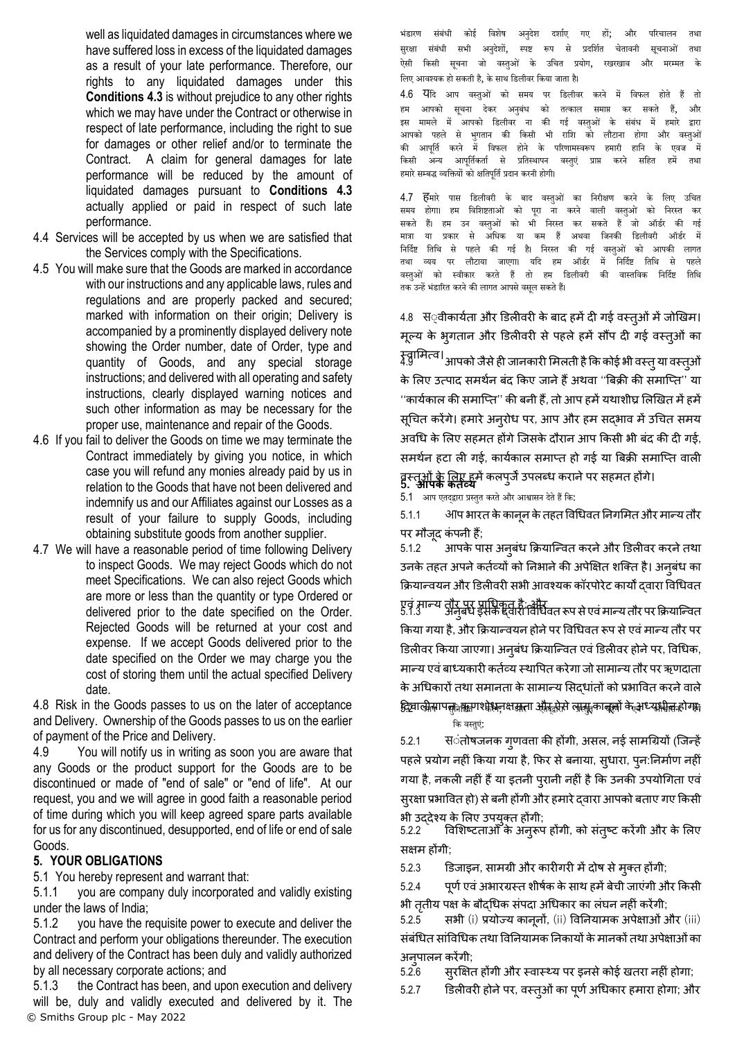well as liquidated damages in circumstances where we have suffered loss in excess of the liquidated damages as a result of your late performance. Therefore, our rights to any liquidated damages under this **Conditions 4.3** is without prejudice to any other rights which we may have under the Contract or otherwise in respect of late performance, including the right to sue for damages or other relief and/or to terminate the Contract. A claim for general damages for late performance will be reduced by the amount of liquidated damages pursuant to **Conditions 4.3** actually applied or paid in respect of such late performance.

4.4 Services will be accepted by us when we are satisfied that the Services comply with the Specifications.

4.5 You will make sure that the Goods are marked in accordance with our instructions and any applicable laws, rules and regulations and are properly packed and secured; marked with information on their origin; Delivery is accompanied by a prominently displayed delivery note showing the Order number, date of Order, type and quantity of Goods, and any special storage instructions; and delivered with all operating and safety instructions, clearly displayed warning notices and such other information as may be necessary for the proper use, maintenance and repair of the Goods.

4.6 If you fail to deliver the Goods on time we may terminate the Contract immediately by giving you notice, in which case you will refund any monies already paid by us in relation to the Goods that have not been delivered and indemnify us and our Affiliates against our Losses as a result of your failure to supply Goods, including obtaining substitute goods from another supplier.

4.7 We will have a reasonable period of time following Delivery to inspect Goods. We may reject Goods which do not meet Specifications. We can also reject Goods which are more or less than the quantity or type Ordered or delivered prior to the date specified on the Order. Rejected Goods will be returned at your cost and expense. If we accept Goods delivered prior to the date specified on the Order we may charge you the cost of storing them until the actual specified Delivery date.

4.8 Risk in the Goods passes to us on the later of acceptance and Delivery. Ownership of the Goods passes to us on the earlier of payment of the Price and Delivery.

4.9 You will notify us in writing as soon you are aware that any Goods or the product support for the Goods are to be discontinued or made of "end of sale" or "end of life". At our request, you and we will agree in good faith a reasonable period of time during which you will keep agreed spare parts available for us for any discontinued, desupported, end of life or end of sale Goods.

## 5. YOUR OBLIGATIONS

5.1 You hereby represent and warrant that:

5.1.1 you are company duly incorporated and validly existing under the laws of India;

5.1.2 you have the requisite power to execute and deliver the Contract and perform your obligations thereunder. The execution and delivery of the Contract has been duly and validly authorized by all necessary corporate actions; and

5.1.3 the Contract has been, and upon execution and delivery will be, duly and validly executed and delivered by it. The

भंडारण संबंधी कोई विशेष अनुदेश दर्शाए गए हों; और परिचालन तथा सुरक्षा संबंधी सभी अनुदेशों, स्पष्ट रूप से प्रदर्शित चेतावनी सूचनाओं तथा ऐसी किसी सूचना जो वस्तुओं के उचित प्रयोग, रखरखाव और मरम्मत के लिए आवश्यक हो सकती है, के साथ डिलीवर किया जाता है।

4.6 यदि आप वस्तुओं को समय पर डिलीवर करने में विफल होते हैं तो हम आपको सूचना देकर अनुबंध को तत्काल समाप्त कर सकते हैं, और इस मामले में आपको डिलीवर ना की गई वस्तुओं के संबंध में हमारे द्वारा आपको पहले से भुगतान की किसी भी राशि को लौटाना होगा और वस्तुओं की आपूर्ति करने में विफल होने के परिणामस्वरूप हमारी हानि के एवज में किसी अन्य आपूर्तिकर्ता से प्रतिस्थापन वस्तुएं प्राप्त करने सहित हमें तथा हमारे सम्बद्ध व्यक्तियों को क्षतिपूर्ति प्रदान करनी होगी।

4.7 हमारे पास डिलीवरी के बाद वस्तुओं का निरीक्षण करने के लिए उचित समय होगा। हम विशिष्टताओं को पूरा ना करने वाली वस्तुओं को निरस्त कर सकते हैं। हम उन वस्तुओं को भी निरस्त कर सकते हैं जो ऑर्डर की गई मात्रा या प्रकार से अधिक या कम हैं अथवा जिनकी डिलीवरी ऑर्डर में निर्दिष्ट तिथि से पहले की गई है। निरस्त की गई वस्तुओं को आपकी लागत तथा व्यय पर लौटाया जाएगा। यदि हम ऑर्डर में निर्दिष्ट तिथि से पहले वस्तुओं को स्वीकार करते हैं तो हम डिलीवरी की वास्तविक निर्दिष्ट तिथि तक उन्हें भंडारित करने की लागत आपसे वसूल सकते हैं।

4.8 स्वीकार्यता और डिलीवरी के बाद हमें दी गई वस्तुओं में जोखिम। मूल्य के भुगतान और डिलीवरी से पहले हमें सौंप दी गई वस्तुओं का स्वामित्व।

4.9 आपको जैसे ही जानकारी मिलती है कि कोई भी वस्तु या वस्तुओं के लिए उत्पाद समर्थन बंद किए जाने हैं अथवा ''बिक्री की समाप्ति'' या ''कार्यकाल की समाप्ति'' की बनी हैं, तो आप हमें यथाशीघ्र लिखित में हमें सूचित करेंगे। हमारे अनुरोध पर, आप और हम सद्भाव में उचित समय अवधि के लिए सहमत होंगे जिसके दौरान आप किसी भी बंद की दी गई, समर्थन हटा ली गई, कार्यकाल समाप्त हो गई या बिक्री समाप्ति वाली वस्तुओं के लिए हमें कलपुर्जे उपलब्ध कराने पर सहमत होंगे।

## 5. आपके कर्तव्य

5.1 आप एतद्द्वारा प्रस्तुत करते और आश्वासन देते हैं कि:

5.1.1 आप भारत के कानून के तहत विधिवत निगमित और मान्य तौर पर मौजूद कंपनी हैं;

5.1.2 आपके पास अनुबंध क्रियान्वित करने और डिलीवर करने तथा उनके तहत अपने कर्तव्यों को निभाने की अपेक्षित शक्ति है। अनुबंध का क्रियान्वयन और डिलीवरी सभी आवश्यक कॉरपोरेट कार्यों द्वारा विधिवत एवं मान्य तौर पर प्राधिकृत है; और

5.1.3 अनुबंध इसके द्वारा विधिवत रूप से एवं मान्य तौर पर क्रियान्वित किया गया है, और क्रियान्वयन होने पर विधिवत रूप से एवं मान्य तौर पर डिलीवर किया जाएगा। अनुबंध क्रियान्वित एवं डिलीवर होने पर, विधिक, मान्य एवं बाध्यकारी कर्तव्य स्थापित करेगा जो सामान्य तौर पर ऋणदाता के अधिकारों तथा समानता के सामान्य सिद्धांतों को प्रभावित करने वाले दिवालियापन, ऋणशोधन अक्षमता और ऐसे लागू कानूनों के अध्यधीन होगा।

5.2 आप ... कि वस्तुएं:

5.2.1 संतोषजनक गुणवत्ता की होंगी, असल, नई सामग्रियों (जिन्हें पहले प्रयोग नहीं किया गया है, फिर से बनाया, सुधारा, पुन:निर्माण नहीं गया है, नकली नहीं हैं या इतनी पुरानी नहीं है कि उनकी उपयोगिता एवं सुरक्षा प्रभावित हो) से बनी होंगी और हमारे द्वारा आपको बताए गए किसी भी उद्देश्य के लिए उपयुक्त होंगी;

5.2.2 विशिष्टताओं के अनुरूप होंगी, को संतुष्ट करेंगी और के लिए सक्षम होंगी;

5.2.3 डिजाइन, सामग्री और कारीगरी में दोष से मुक्त होंगी;

5.2.4 पूर्ण एवं अभारग्रस्त शीर्षक के साथ हमें बेची जाएंगी और किसी भी तृतीय पक्ष के बौद्धिक संपदा अधिकार का लंघन नहीं करेंगी;

5.2.5 सभी (i) प्रयोज्य कानूनों, (ii) विनियामक अपेक्षाओं और (iii) संबंधित सांविधिक तथा विनियामक निकायों के मानकों तथा अपेक्षाओं का अनुपालन करेंगी;

5.2.6 सुरक्षित होंगी और स्वास्थ्य पर इनसे कोई खतरा नहीं होगा;

5.2.7 डिलीवरी होने पर, वस्तुओं का पूर्ण अधिकार हमारा होगा; और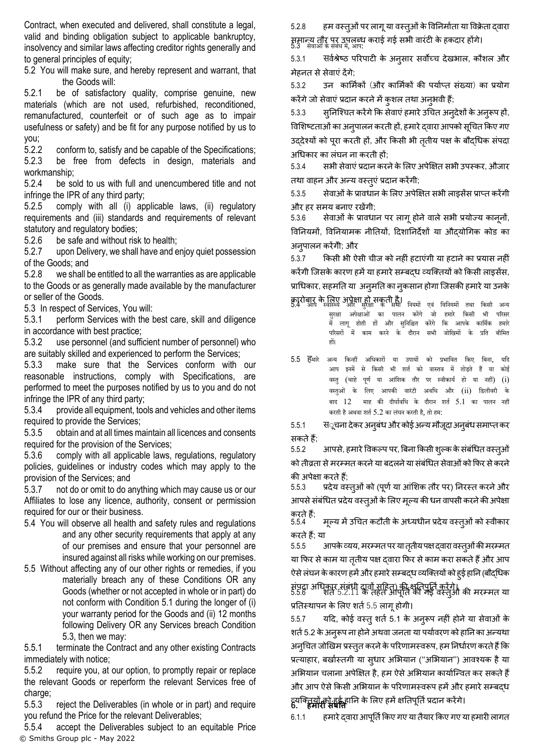Contract, when executed and delivered, shall constitute a legal, valid and binding obligation subject to applicable bankruptcy, insolvency and similar laws affecting creditor rights generally and to general principles of equity;

5.2 You will make sure, and hereby represent and warrant, that the Goods will:

5.2.1 be of satisfactory quality, comprise genuine, new materials (which are not used, refurbished, reconditioned, remanufactured, counterfeit or of such age as to impair usefulness or safety) and be fit for any purpose notified by us to you;

5.2.2 conform to, satisfy and be capable of the Specifications;

5.2.3 be free from defects in design, materials and workmanship;

5.2.4 be sold to us with full and unencumbered title and not infringe the IPR of any third party;

5.2.5 comply with all (i) applicable laws, (ii) regulatory requirements and (iii) standards and requirements of relevant statutory and regulatory bodies;

5.2.6 be safe and without risk to health;

5.2.7 upon Delivery, we shall have and enjoy quiet possession of the Goods; and

5.2.8 we shall be entitled to all the warranties as are applicable to the Goods or as generally made available by the manufacturer or seller of the Goods.

5.3 In respect of Services, You will:

5.3.1 perform Services with the best care, skill and diligence in accordance with best practice;

5.3.2 use personnel (and sufficient number of personnel) who are suitably skilled and experienced to perform the Services;

5.3.3 make sure that the Services conform with our reasonable instructions, comply with Specifications, are performed to meet the purposes notified by us to you and do not infringe the IPR of any third party;

5.3.4 provide all equipment, tools and vehicles and other items required to provide the Services;

5.3.5 obtain and at all times maintain all licences and consents required for the provision of the Services;

5.3.6 comply with all applicable laws, regulations, regulatory policies, guidelines or industry codes which may apply to the provision of the Services; and

5.3.7 not do or omit to do anything which may cause us or our Affiliates to lose any licence, authority, consent or permission required for our or their business.

5.4 You will observe all health and safety rules and regulations and any other security requirements that apply at any of our premises and ensure that your personnel are insured against all risks while working on our premises.

5.5 Without affecting any of our other rights or remedies, if you materially breach any of these Conditions OR any Goods (whether or not accepted in whole or in part) do not conform with Condition 5.1 during the longer of (i) your warranty period for the Goods and (ii) 12 months following Delivery OR any Services breach Condition 5.3, then we may:

5.5.1 terminate the Contract and any other existing Contracts immediately with notice;

5.5.2 require you, at our option, to promptly repair or replace the relevant Goods or reperform the relevant Services free of charge;

5.5.3 reject the Deliverables (in whole or in part) and require you refund the Price for the relevant Deliverables;

5.5.4 accept the Deliverables subject to an equitable Price

5.2.8 हम वस्तुओं पर लागू या वस्तुओं के विनिर्माता या विक्रेता द्वारा सामान्य तौर पर उपलब्ध कराई गई सभी वारंटी के हकदार होंगे।

5.3 सेवाओं के संबंध में, आप:

5.3.1 सर्वश्रेष्ठ परिपाटी के अनुसार सर्वोच्च देखभाल, कौशल और मेहनत से सेवाएं देंगे;

5.3.2 उन कार्मिकों (और कार्मिकों की पर्याप्त संख्या) का प्रयोग करेंगे जो सेवाएं प्रदान करने में कुशल तथा अनुभवी हैं;

5.3.3 सुनिश्चित करेंगे कि सेवाएं हमारे उचित अनुदेशों के अनुरूप हों, विशिष्टताओं का अनुपालन करती हों, हमारे द्वारा आपको सूचित किए गए उद्देश्यों को पूरा करती हों, और किसी भी तृतीय पक्ष के बौद्धिक संपदा अधिकार का लंघन ना करती हों;

5.3.4 सभी सेवाएं प्रदान करने के लिए अपेक्षित सभी उपस्कर, औजार तथा वाहन और अन्य वस्तुएं प्रदान करेंगी;

5.3.5 सेवाओं के प्रावधान के लिए अपेक्षित सभी लाइसेंस प्राप्त करेंगी और हर समय बनाए रखेंगी;

5.3.6 सेवाओं के प्रावधान पर लागू होने वाले सभी प्रयोज्य कानूनों, विनियमों, विनियामक नीतियों, दिशानिर्देशों या औद्योगिक कोड का अनुपालन करेंगी; और

5.3.7 किसी भी ऐसी चीज को नहीं हटाएंगी या हटाने का प्रयास नहीं करेंगी जिसके कारण हमें या हमारे सम्बद्ध व्यक्तियों को किसी लाइसेंस, प्राधिकार, सहमति या अनुमति का नुकसान होगा जिसकी हमारे या उनके कारोबार के लिए अपेक्षा हो सकती है।

5.4 आप स्वास्थ्य और सुरक्षा के सभी नियमों एवं विनियमों तथा किसी अन्य सुरक्षा अपेक्षाओं का पालन करेंगे जो हमारे किसी भी परिसर में लागू होती हों और सुनिश्चित करेंगे कि आपके कार्मिक हमारे परिसरों में काम करने के दौरान सभी जोखिमों के प्रति बीमित हों।

5.5 हमारे अन्य किन्हीं अधिकारों या उपायों को प्रभावित किए बिना, यदि आप इनमें से किसी भी शर्त को वास्तव में तोड़ते हैं या कोई वस्तु (चाहे पूर्ण या आंशिक तौर पर स्वीकार्य हो या नहीं) (i) वस्तुओं के लिए आपकी वारंटी अवधि और (ii) डिलीवरी के बाद 12 माह की दीर्घावधि के दौरान शर्त 5.1 का पालन नहीं करती है अथवा शर्त 5.2 का लंघन करती है, तो हम:

5.5.1 सूचना देकर अनुबंध और कोई अन्य मौजूदा अनुबंध समाप्त कर सकते हैं;

5.5.2 आपसे, हमारे विकल्प पर, बिना किसी शुल्क के संबंधित वस्तुओं को तीव्रता से मरम्मत करने या बदलने या संबंधित सेवाओं को फिर से करने की अपेक्षा करते हैं;

5.5.3 प्रदेय वस्तुओं को (पूर्ण या आंशिक तौर पर) निरस्त करने और आपसे संबंधित प्रदेय वस्तुओं के लिए मूल्य की धन वापसी करने की अपेक्षा करते हैं;

5.5.4 मूल्य में उचित कटौती के अध्यधीन प्रदेय वस्तुओं को स्वीकार करते हैं; या

5.5.5 आपके व्यय, मरम्मत पर या तृतीय पक्ष द्वारा वस्तुओं की मरम्मत या फिर से काम या तृतीय पक्ष द्वारा फिर से काम करा सकते हैं और आप ऐसे लंघन के कारण हमें और हमारे सम्बद्ध व्यक्तियों को हुई हानि (बौद्धिक संपदा अधिकार संबंधी दावों सहित) की क्षतिपूर्ति करेंगे।

5.5.6 शर्त 5.2.11 के तहत आपूर्ति की गई वस्तुओं की मरम्मत या प्रतिस्थापन के लिए शर्त 5.5 लागू होगी।

5.5.7 यदि, कोई वस्तु शर्त 5.1 के अनुरूप नहीं होने या सेवाओं के शर्त 5.2 के अनुरूप ना होने अथवा जनता या पर्यावरण को हानि का अन्यथा अनुचित जोखिम प्रस्तुत करने के परिणामस्वरूप, हम निर्धारण करते हैं कि प्रत्याहार, बर्खास्तगी या सुधार अभियान ("अभियान") आवश्यक है या अभियान चलाना अपेक्षित है, हम ऐसे अभियान कार्यान्वित कर सकते हैं और आप ऐसे किसी अभियान के परिणामस्वरूप हमें और हमारे सम्बद्ध व्यक्तियों को हुई हानि के लिए हमें क्षतिपूर्ति प्रदान करेंगे।

## 6. हमारी संपत्ति

6.1.1 हमारे द्वारा आपूर्ति किए गए या तैयार किए गए या हमारी लागत

© Smiths Group plc - May 2022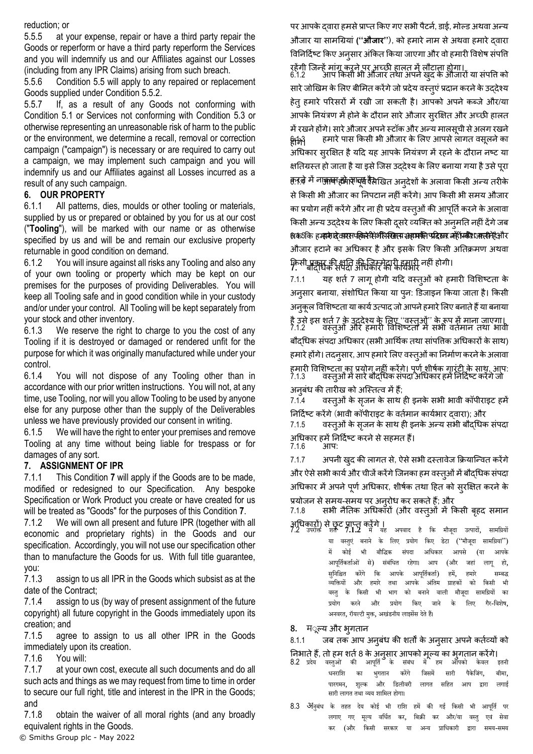reduction; or

5.5.5 at your expense, repair or have a third party repair the Goods or reperform or have a third party reperform the Services and you will indemnify us and our Affiliates against our Losses (including from any IPR Claims) arising from such breach.

5.5.6 Condition 5.5 will apply to any repaired or replacement Goods supplied under Condition 5.5.2.

5.5.7 If, as a result of any Goods not conforming with Condition 5.1 or Services not conforming with Condition 5.3 or otherwise representing an unreasonable risk of harm to the public or the environment, we determine a recall, removal or correction campaign ("campaign") is necessary or are required to carry out a campaign, we may implement such campaign and you will indemnify us and our Affiliates against all Losses incurred as a result of any such campaign.

## 6. OUR PROPERTY

6.1.1 All patterns, dies, moulds or other tooling or materials, supplied by us or prepared or obtained by you for us at our cost ("**Tooling**"), will be marked with our name or as otherwise specified by us and will be and remain our exclusive property returnable in good condition on demand.

6.1.2 You will insure against all risks any Tooling and also any of your own tooling or property which may be kept on our premises for the purposes of providing Deliverables. You will keep all Tooling safe and in good condition while in your custody and/or under your control. All Tooling will be kept separately from your stock and other inventory.

6.1.3 We reserve the right to charge to you the cost of any Tooling if it is destroyed or damaged or rendered unfit for the purpose for which it was originally manufactured while under your control.

6.1.4 You will not dispose of any Tooling other than in accordance with our prior written instructions. You will not, at any time, use Tooling, nor will you allow Tooling to be used by anyone else for any purpose other than the supply of the Deliverables unless we have previously provided our consent in writing.

6.1.5 We will have the right to enter your premises and remove Tooling at any time without being liable for trespass or for damages of any sort.

## 7. ASSIGNMENT OF IPR

7.1.1 This Condition **7** will apply if the Goods are to be made, modified or redesigned to our Specification. Any bespoke Specification or Work Product you create or have created for us will be treated as "Goods" for the purposes of this Condition **7**.

7.1.2 We will own all present and future IPR (together with all economic and proprietary rights) in the Goods and our specification. Accordingly, you will not use our specification other than to manufacture the Goods for us. With full title guarantee, you:

7.1.3 assign to us all IPR in the Goods which subsist as at the date of the Contract;

7.1.4 assign to us (by way of present assignment of the future copyright) all future copyright in the Goods immediately upon its creation; and

7.1.5 agree to assign to us all other IPR in the Goods immediately upon its creation.

7.1.6 You will:

7.1.7 at your own cost, execute all such documents and do all such acts and things as we may request from time to time in order to secure our full right, title and interest in the IPR in the Goods; and

7.1.8 obtain the waiver of all moral rights (and any broadly equivalent rights in the Goods.

पर आपके द्वारा हमसे प्राप्त किए गए सभी पैटर्न, डाई, मोल्ड अथवा अन्य औजार या सामग्रियां (**''औजार''**), को हमारे नाम से अथवा हमारे द्वारा विनिर्दिष्ट किए अनुसार अंकित किया जाएगा और वो हमारी विशेष संपत्ति रहेंगी जिन्हें मांग करने पर अच्छी हालत में लौटाना होगा।

6.1.2 आप किसी भी औजार तथा अपने खुद के औजारों या संपत्ति को सारे जोखिम के लिए बीमित करेंगे जो प्रदेय वस्तुएं प्रदान करने के उद्देश्य हेतु हमारे परिसरों में रखी जा सकती है। आपको अपने कब्जे और/या आपके नियंत्रण में होने के दौरान सारे औजार सुरक्षित और अच्छी हालत में रखने होंगे। सारे औजार अपने स्टॉक और अन्य मालसूची से अलग रखने होंगे।

6.1.3 हमारे पास किसी भी औजार के लिए आपसे लागत वसूलने का अधिकार सुरक्षित है यदि यह आपके नियंत्रण में रहने के दौरान नष्ट या क्षतिग्रस्त हो जाता है या इसे जिस उद्देश्य के लिए बनाया गया है उसे पूरा करने में नाकाम हो जाता है।

6.1.4 आप हमारे पूर्व लिखित अनुदेशों के अलावा किसी अन्य तरीके से किसी भी औजार का निपटान नहीं करेंगे। आप किसी भी समय औजार का प्रयोग नहीं करेंगे और ना ही प्रदेय वस्तुओं की आपूर्ति करने के अलावा किसी अन्य उद्देश्य के लिए किसी दूसरे व्यक्ति को अनुमति नहीं देंगे जब तक कि हमने पहले ही लिखित रूप में अपनी सहमति प्रदान नहीं की है।

6.1.5 हमारे पास किसी भी समय आपके परिसर में प्रवेश करने और औजार हटाने का अधिकार है और इसके लिए किसी अतिक्रमण अथवा किसी प्रकार की क्षति की जिम्मेदारी हमारी नहीं होगी।

## 7. बौद्धिक संपदा अधिकार का कार्यभार

7.1.1 यह शर्त 7 लागू होगी यदि वस्तुओं को हमारी विशिष्टता के अनुसार बनाया, संशोधित किया या पुन: डिजाइन किया जाता है। किसी अनुकूल विशिष्टता या कार्य उत्पाद जो आपने हमारे लिए बनाते हैं या बनाया है उसे इस शर्त 7 के उद्देश्य के लिए ''वस्तुओं'' के रूप में माना जाएगा।

7.1.2 वस्तुओं और हमारी विशिष्टता में सभी वर्तमान तथा भावी बौद्धिक संपदा अधिकार (सभी आर्थिक तथा सांपत्तिक अधिकारों के साथ) हमारे होंगे। तदनुसार, आप हमारे लिए वस्तुओं का निर्माण करने के अलावा हमारी विशिष्टता का प्रयोग नहीं करेंगे। पूर्ण शीर्षक गारंटी के साथ, आप:

7.1.3 वस्तुओं में सारे बौद्धिक संपदा अधिकार हमें निर्दिष्ट करेंगे जो अनुबंध की तारीख को अस्तित्व में हैं;

7.1.4 वस्तुओं के सृजन के साथ ही इनके सभी भावी कॉपीराइट हमें निर्दिष्ट करेंगे (भावी कॉपीराइट के वर्तमान कार्यभार द्वारा); और

7.1.5 वस्तुओं के सृजन के साथ ही इनके अन्य सभी बौद्धिक संपदा अधिकार हमें निर्दिष्ट करने से सहमत हैं।

7.1.6 आप:

7.1.7 अपनी खुद की लागत से, ऐसे सभी दस्तावेज क्रियान्वित करेंगे और ऐसे सभी कार्य और चीजें करेंगे जिनका हम वस्तुओं में बौद्धिक संपदा अधिकार में अपने पूर्ण अधिकार, शीर्षक तथा हित को सुरक्षित करने के प्रयोजन से समय-समय पर अनुरोध कर सकते हैं; और

7.1.8 सभी नैतिक अधिकारों (और वस्तुओं में किसी बृहद समान अधिकारों) से छूट प्राप्त करेंगे।

7.2 उपरोक्त शर्त **7.1.2** में यह अपवाद है कि मौजूदा उत्पादों, सामग्रियों या वस्तुएं बनाने के लिए प्रयोग किए डेटा (''मौजूदा सामग्रियां'') में कोई भी बौद्धिक संपदा अधिकार आपसे (या आपके आपूर्तिकर्ताओं से) संबंधित रहेगा। आप (और जहां लागू हो, सुनिश्चित करेंगे कि आपके आपूर्तिकर्ता) हमें, हमारे सम्बद्ध व्यक्तियों और हमारे तथा आपके अंतिम ग्राहकों को किसी भी वस्तु के किसी भी भाग को बनाने वाली मौजूदा सामग्रियों का प्रयोग करने और प्रयोग किए जाने के लिए गैर-विशेष, अनवरत, रॉयल्टी मुक्त, अखंडनीय लाइसेंस देते हैं।

## 8. मूल्य और भुगतान

8.1.1 जब तक आप अनुबंध की शर्तों के अनुसार अपने कर्तव्यों को निभाते हैं, तो हम शर्त 8 के अनुसार आपको मूल्य का भुगतान करेंगे।

8.2 प्रदेय वस्तुओं की आपूर्ति के संबंध में हम आपको केवल इतनी धनराशि का भुगतान करेंगे जिसमें सारी पैकेजिंग, बीमा, पारगमन, शुल्क और डिलीवरी लागत सहित आप द्वारा लगाई सारी लागत तथा व्यय शामिल होगा।

8.3 अनुबंध के तहत देय कोई भी राशि हमें की गई किसी भी आपूर्ति पर लगाए गए मूल्य वर्धित कर, बिक्री कर और/या वस्तु एवं सेवा कर (और किसी सरकार या अन्य प्राधिकारी द्वारा समय-समय

© Smiths Group plc - May 2022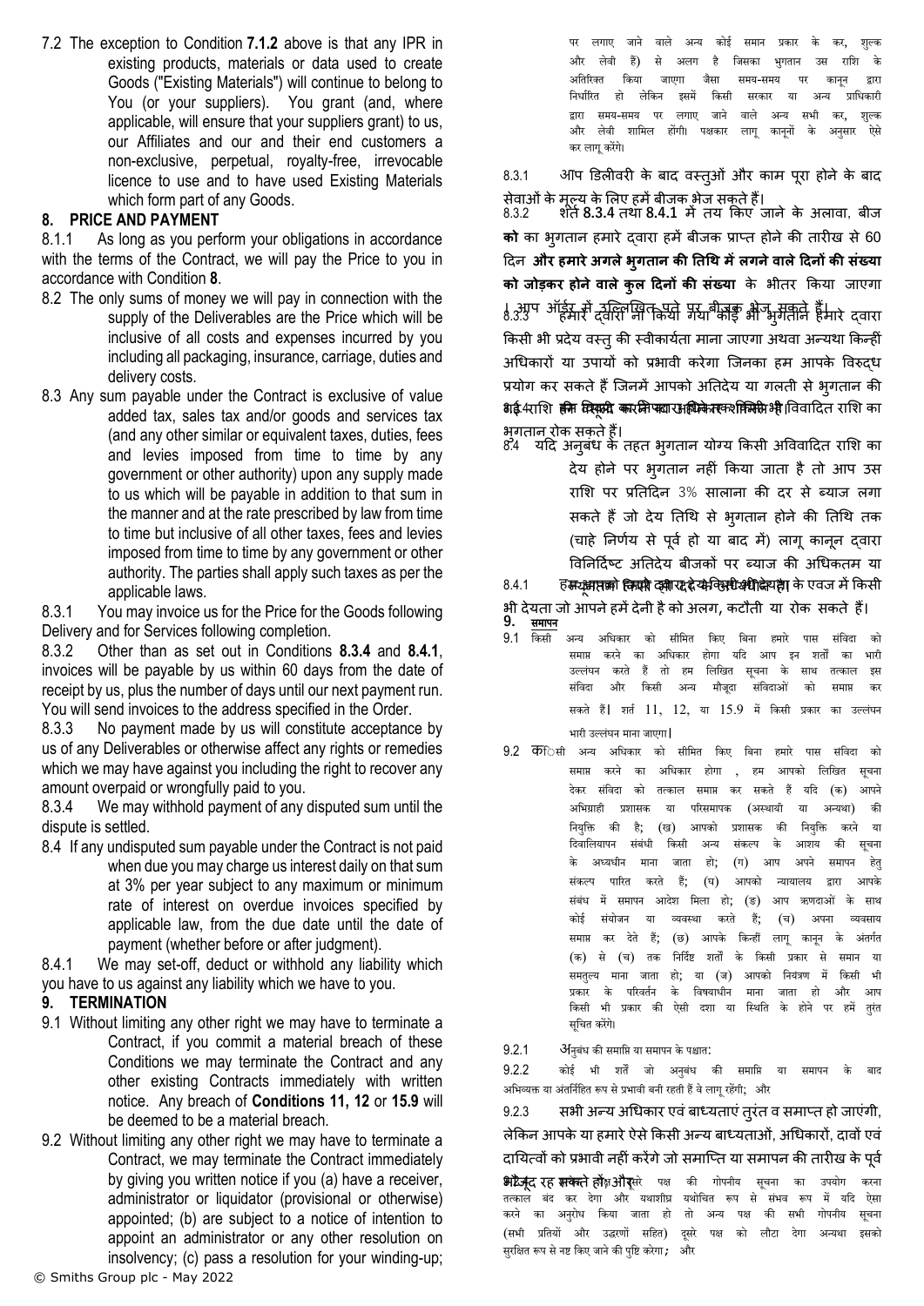7.2 The exception to Condition **7.1.2** above is that any IPR in existing products, materials or data used to create Goods ("Existing Materials") will continue to belong to You (or your suppliers). You grant (and, where applicable, will ensure that your suppliers grant) to us, our Affiliates and our and their end customers a non-exclusive, perpetual, royalty-free, irrevocable licence to use and to have used Existing Materials which form part of any Goods.

## 8. PRICE AND PAYMENT

8.1.1 As long as you perform your obligations in accordance with the terms of the Contract, we will pay the Price to you in accordance with Condition **8**.

8.2 The only sums of money we will pay in connection with the supply of the Deliverables are the Price which will be inclusive of all costs and expenses incurred by you including all packaging, insurance, carriage, duties and delivery costs.

8.3 Any sum payable under the Contract is exclusive of value added tax, sales tax and/or goods and services tax (and any other similar or equivalent taxes, duties, fees and levies imposed from time to time by any government or other authority) upon any supply made to us which will be payable in addition to that sum in the manner and at the rate prescribed by law from time to time but inclusive of all other taxes, fees and levies imposed from time to time by any government or other authority. The parties shall apply such taxes as per the applicable laws.

8.3.1 You may invoice us for the Price for the Goods following Delivery and for Services following completion.

8.3.2 Other than as set out in Conditions **8.3.4** and **8.4.1**, invoices will be payable by us within 60 days from the date of receipt by us, plus the number of days until our next payment run. You will send invoices to the address specified in the Order.

8.3.3 No payment made by us will constitute acceptance by us of any Deliverables or otherwise affect any rights or remedies which we may have against you including the right to recover any amount overpaid or wrongfully paid to you.

8.3.4 We may withhold payment of any disputed sum until the dispute is settled.

8.4 If any undisputed sum payable under the Contract is not paid when due you may charge us interest daily on that sum at 3% per year subject to any maximum or minimum rate of interest on overdue invoices specified by applicable law, from the due date until the date of payment (whether before or after judgment).

8.4.1 We may set-off, deduct or withhold any liability which you have to us against any liability which we have to you.

## 9. TERMINATION

9.1 Without limiting any other right we may have to terminate a Contract, if you commit a material breach of these Conditions we may terminate the Contract and any other existing Contracts immediately with written notice. Any breach of **Conditions 11, 12** or **15.9** will be deemed to be a material breach.

9.2 Without limiting any other right we may have to terminate a Contract, we may terminate the Contract immediately by giving you written notice if you (a) have a receiver, administrator or liquidator (provisional or otherwise) appointed; (b) are subject to a notice of intention to appoint an administrator or any other resolution on insolvency; (c) pass a resolution for your winding-up;

पर लगाए जाने वाले अन्य कोई समान प्रकार के कर, शुल्क और लेवी हैं) से अलग है जिसका भुगतान उस राशि के अतिरिक्त किया जाएगा जैसा समय-समय पर कानून द्वारा निर्धारित हो लेकिन इसमें किसी सरकार या अन्य प्राधिकारी द्वारा समय-समय पर लगाए जाने वाले अन्य सभी कर, शुल्क और लेवी शामिल होंगी। पक्षकार लागू कानूनों के अनुसार ऐसे कर लागू करेंगे।

8.3.1 आप डिलीवरी के बाद वस्तुओं और काम पूरा होने के बाद सेवाओं के मूल्य के लिए हमें बीजक भेज सकते हैं।

8.3.2 शर्त **8.3.4** तथा **8.4.1** में तय किए जाने के अलावा, बीज**को** का भुगतान हमारे द्वारा हमें बीजक प्राप्त होने की तारीख से 60 दिन **और हमारे अगले भुगतान की तिथि में लगने वाले दिनों की संख्या को जोड़कर होने वाले कुल दिनों की संख्या** के भीतर किया जाएगा। आप ऑर्डर में उल्लिखित पते पर बीजक भेज सकते हैं।

8.3.3 हमारे द्वारा न किया गया कोई भी भुगतान हमारे द्वारा किसी भी प्रदेय वस्तु की स्वीकार्यता माना जाएगा अथवा अन्यथा किन्हीं अधिकारों या उपायों को प्रभावी करेगा जिनका हम आपके विरुद्ध प्रयोग कर सकते हैं जिनमें आपको अतिदेय या गलती से भुगतान की गई राशि को वसूल करने का अधिकार शामिल है।

8.3.4 हम विवाद का निपटारा होने तक किसी भी विवादित राशि का भुगतान रोक सकते हैं।

8.4 यदि अनुबंध के तहत भुगतान योग्य किसी अविवादित राशि का देय होने पर भुगतान नहीं किया जाता है तो आप उस राशि पर प्रतिदिन 3% सालाना की दर से ब्याज लगा सकते हैं जो देय तिथि से भुगतान होने की तिथि तक (चाहे निर्णय से पूर्व हो या बाद में) लागू कानून द्वारा विनिर्दिष्ट अतिदेय बीजकों पर ब्याज की अधिकतम या न्यूनतम किसी दर के अधीन होगा।

8.4.1 हम आपके प्रति हमारी किसी भी देयता के एवज में किसी भी देयता जो आपने हमें देनी है को अलग, कटौती या रोक सकते हैं।

## 9. समापन

9.1 किसी अन्य अधिकार को सीमित किए बिना हमारे पास संविदा को समाप्त करने का अधिकार होगा यदि आप इन शर्तों का भारी उल्लंघन करते हैं तो हम लिखित सूचना के साथ तत्काल इस संविदा और किसी अन्य मौजूदा संविदाओं को समाप्त कर सकते हैं। शर्त 11, 12, या 15.9 में किसी प्रकार का उल्लंघन भारी उल्लंघन माना जाएगा।

9.2 किसी अन्य अधिकार को सीमित किए बिना हमारे पास संविदा को समाप्त करने का अधिकार होगा , हम आपको लिखित सूचना देकर संविदा को तत्काल समाप्त कर सकते हैं यदि (क) आपने अभिग्राही प्रशासक या परिसमापक (अस्थायी या अन्यथा) की नियुक्ति की है; (ख) आपको प्रशासक की नियुक्ति करने या दिवालियापन संबंधी किसी अन्य संकल्प के आशय की सूचना के अध्यधीन माना जाता हो; (ग) आप अपने समापन हेतु संकल्प पारित करते हैं; (घ) आपको न्यायालय द्वारा आपके संबंध में समापन आदेश मिला हो; (ङ) आप ऋणदाओं के साथ कोई संयोजन या व्यवस्था करते हैं; (च) अपना व्यवसाय समाप्त कर देते हैं; (छ) आपके किन्हीं लागू कानून के अंतर्गत (क) से (च) तक निर्दिष्ट शर्तों के किसी प्रकार से समान या समतुल्य माना जाता हो; या (ज) आपको नियंत्रण में किसी भी प्रकार के परिवर्तन के विषयाधीन माना जाता हो और आप किसी भी प्रकार की ऐसी दशा या स्थिति के होने पर हमें तुरंत सूचित करेंगे।

9.2.1 अनुबंध की समाप्ति या समापन के पश्चात:

9.2.2 कोई भी शर्तें जो अनुबंध की समाप्ति या समापन के बाद अभिव्यक्त या अंतर्निहित रूप से प्रभावी बनी रहती हैं वे लागू रहेंगी; और

9.2.3 सभी अन्य अधिकार एवं बाध्यताएं तुरंत व समाप्त हो जाएंगी, लेकिन आपके या हमारे ऐसे किसी अन्य बाध्यताओं, अधिकारों, दावों एवं दायित्वों को प्रभावी नहीं करेंगे जो समाप्ति या समापन की तारीख के पूर्व मौजूद रह सकते हों; और

9.2.4 दूसरे पक्ष की गोपनीय सूचना का उपयोग करना तत्काल बंद कर देगा और यथाशीघ्र यथोचित रूप से संभव रूप में यदि ऐसा करने का अनुरोध किया जाता हो तो अन्य पक्ष की सभी गोपनीय सूचना (सभी प्रतियों और उद्धरणों सहित) दूसरे पक्ष को लौटा देगा अन्यथा इसको सुरक्षित रूप से नष्ट किए जाने की पुष्टि करेगा; और

© Smiths Group plc - May 2022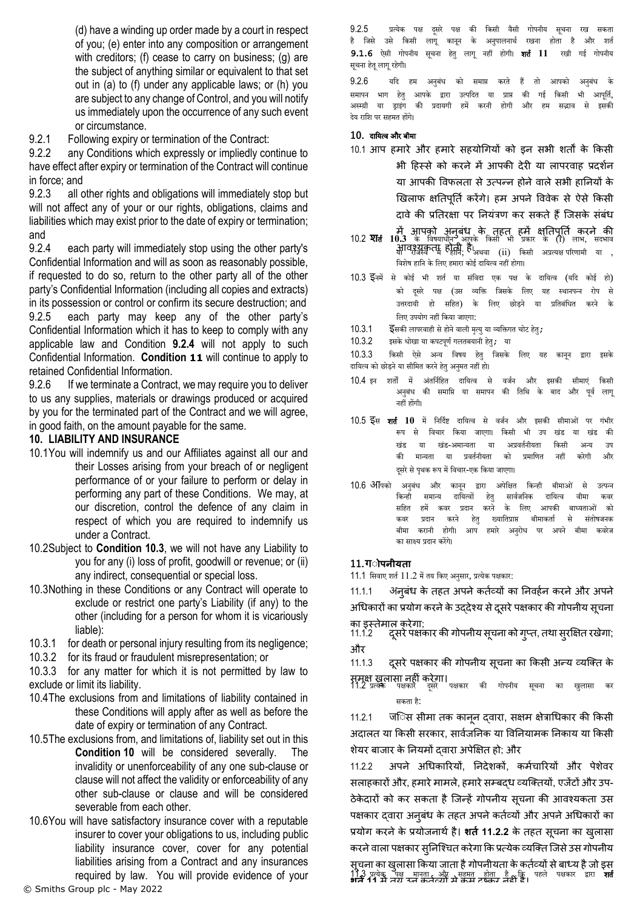(d) have a winding up order made by a court in respect of you; (e) enter into any composition or arrangement with creditors; (f) cease to carry on business; (g) are the subject of anything similar or equivalent to that set out in (a) to (f) under any applicable laws; or (h) you are subject to any change of Control, and you will notify us immediately upon the occurrence of any such event or circumstance.

9.2.1 Following expiry or termination of the Contract:

9.2.2 any Conditions which expressly or impliedly continue to have effect after expiry or termination of the Contract will continue in force; and

9.2.3 all other rights and obligations will immediately stop but will not affect any of your or our rights, obligations, claims and liabilities which may exist prior to the date of expiry or termination; and

9.2.4 each party will immediately stop using the other party's Confidential Information and will as soon as reasonably possible, if requested to do so, return to the other party all of the other party's Confidential Information (including all copies and extracts) in its possession or control or confirm its secure destruction; and

9.2.5 each party may keep any of the other party's Confidential Information which it has to keep to comply with any applicable law and Condition **9.2.4** will not apply to such Confidential Information. **Condition 11** will continue to apply to retained Confidential Information.

9.2.6 If we terminate a Contract, we may require you to deliver to us any supplies, materials or drawings produced or acquired by you for the terminated part of the Contract and we will agree, in good faith, on the amount payable for the same.

## 10. LIABILITY AND INSURANCE

10.1 You will indemnify us and our Affiliates against all our and their Losses arising from your breach of or negligent performance of or your failure to perform or delay in performing any part of these Conditions. We may, at our discretion, control the defence of any claim in respect of which you are required to indemnify us under a Contract.

10.2 Subject to **Condition 10.3**, we will not have any Liability to you for any (i) loss of profit, goodwill or revenue; or (ii) any indirect, consequential or special loss.

10.3 Nothing in these Conditions or any Contract will operate to exclude or restrict one party's Liability (if any) to the other (including for a person for whom it is vicariously liable):

10.3.1 for death or personal injury resulting from its negligence;

10.3.2 for its fraud or fraudulent misrepresentation; or

10.3.3 for any matter for which it is not permitted by law to exclude or limit its liability.

10.4 The exclusions from and limitations of liability contained in these Conditions will apply after as well as before the date of expiry or termination of any Contract.

10.5 The exclusions from, and limitations of, liability set out in this **Condition 10** will be considered severally. The invalidity or unenforceability of any one sub-clause or clause will not affect the validity or enforceability of any other sub-clause or clause and will be considered severable from each other.

10.6 You will have satisfactory insurance cover with a reputable insurer to cover your obligations to us, including public liability insurance cover, cover for any potential liabilities arising from a Contract and any insurances required by law. You will provide evidence of your

9.2.5 प्रत्येक पक्ष दूसरे पक्ष की किसी वैसी गोपनीय सूचना रख सकता है जिसे उसे किसी लागू कानून के अनुपालनार्थ रखना होता है और शर्त **9.1.6** ऐसी गोपनीय सूचना हेतु लागू नहीं होगी। **शर्त 11** रखी गई गोपनीय सूचना हेतु लागू रहेगी।

9.2.6 यदि हम अनुबंध को समाप्त करते हैं तो आपको अनुबंध के समापन भाग हेतु आपके द्वारा उत्पादित या प्राप्त की गई किसी भी आपूर्ति, अस्म्बी या ड्राइंग की प्रदायगी हमें करनी होगी और हम सद्भाव से इसकी देय राशि पर सहमत होंगे।

## 10. दायित्व और बीमा

10.1 आप हमारे और हमारे सहयोगियों को इन सभी शर्तों के किसी भी हिस्से को करने में आपकी देरी या लापरवाह प्रदर्शन या आपकी विफलता से उत्पन्न होने वाले सभी हानियों के खिलाफ क्षतिपूर्ति करेंगे। हम अपने विवेक से ऐसे किसी दावे की प्रतिरक्षा पर नियंत्रण कर सकते हैं जिसके संबंध में आपको अनुबंध के तहत हमें क्षतिपूर्ति करने की आवश्यकता होती है।

10.2 **शर्त 10.3** के विषयाधीन आपके किसी भी प्रकार के (i) लाभ, सद्भाव या राजस्व में हानि; अथवा (ii) किसी अप्रत्यक्ष परिणामी या , विशेष हानि के लिए हमारा कोई दायित्व नहीं होगा।

10.3 इनमें से कोई भी शर्त या संविदा एक पक्ष के दायित्व (यदि कोई हो) को दूसरे पक्ष (उस व्यक्ति जिसके लिए यह स्थानपन्न रोप से उत्तरदायी हो सहित) के लिए छोड़ने या प्रतिबंधित करने के लिए उपयोग नहीं किया जाएगा:

10.3.1 इसकी लापरवाही से होने वाली मृत्यु या व्यक्तिगत चोट हेतु;

10.3.2 इसके धोखा या कपटपूर्ण गलतबयानी हेतु; या

10.3.3 किसी ऐसे अन्य विषय हेतु जिसके लिए यह कानून द्वारा इसके दायित्व को छोड़ने या सीमित करने हेतु अनुमत नहीं हो।

10.4 इन शर्तों में अंतर्निहित दायित्व से वर्जन और इसकी सीमाएं किसी अनुबंध की समाप्ति या समापन की तिथि के बाद और पूर्व लागू नहीं होंगी।

10.5 इस **शर्त 10** में निर्दिष्ट दायित्व से वर्जन और इसकी सीमाओं पर गंभीर रूप से विचार किया जाएगा। किसी भी उप खंड या खंड की खंड या खंड-अमान्यता या अप्रवर्तनीयता किसी अन्य उप की मान्यता या प्रवर्तनीयता को प्रमाणित नहीं करेगी और दूसरे से पृथक रूप में विचार-एक किया जाएगा।

10.6 आपको अनुबंध और कानून द्वारा अपेक्षित किन्हीं बीमाओं से उत्पन्न किन्हीं समान्य दायित्वों हेतु सार्वजनिक दायित्व बीमा कवर सहित हमें कवर प्रदान करने के लिए आपकी बाध्यताओं को कवर प्रदान करने हेतु ख्यातिप्राप्त बीमाकर्ता से संतोषजनक बीमा करानी होगी। आप हमारे अनुरोध पर अपने बीमा कवरेज का साक्ष्य प्रदान करेंगे।

## 11. गोपनीयता

11.1 सिवाए शर्त 11.2 में तय किए अनुसार, प्रत्येक पक्षकार:

11.1.1 अनुबंध के तहत अपने कर्तव्यों का निर्वहन करने और अपने अधिकारों का प्रयोग करने के उद्देश्य से दूसरे पक्षकार की गोपनीय सूचना का इस्तेमाल करेगा;

11.1.2 दूसरे पक्षकार की गोपनीय सूचना को गुप्त, तथा सुरक्षित रखेगा; और

11.1.3 दूसरे पक्षकार की गोपनीय सूचना का किसी अन्य व्यक्ति के समक्ष खुलासा नहीं करेगा।

11.2 प्रत्येक पक्षकार दूसरे पक्षकार की गोपनीय सूचना का खुलासा कर सकता है:

11.2.1 जिस सीमा तक कानून द्वारा, सक्षम क्षेत्राधिकार की किसी अदालत या किसी सरकार, सार्वजनिक या विनियामक निकाय या किसी शेयर बाजार के नियमों द्वारा अपेक्षित हो; और

11.2.2 अपने अधिकारियों, निदेशकों, कर्मचारियों और पेशेवर सलाहकारों और, हमारे मामले, हमारे सम्बद्ध व्यक्तियों, एजेंटों और उप-ठेकेदारों को कर सकता है जिन्हें गोपनीय सूचना की आवश्यकता उस पक्षकार द्वारा अनुबंध के तहत अपने कर्तव्यों और अपने अधिकारों का प्रयोग करने के प्रयोजनार्थ है। **शर्त 11.2.2** के तहत सूचना का खुलासा करने वाला पक्षकार सुनिश्चित करेगा कि प्रत्येक व्यक्ति जिसे उस गोपनीय सूचना का खुलासा किया जाता है गोपनीयता के कर्तव्यों से बाध्य है जो इस **शर्त 11** में तय उन कर्तव्यों से कम टक्कर नहीं है।

11.3 प्रत्येक पक्ष मानता और सहमत होता है कि पहले पक्षकार द्वारा **शर्त**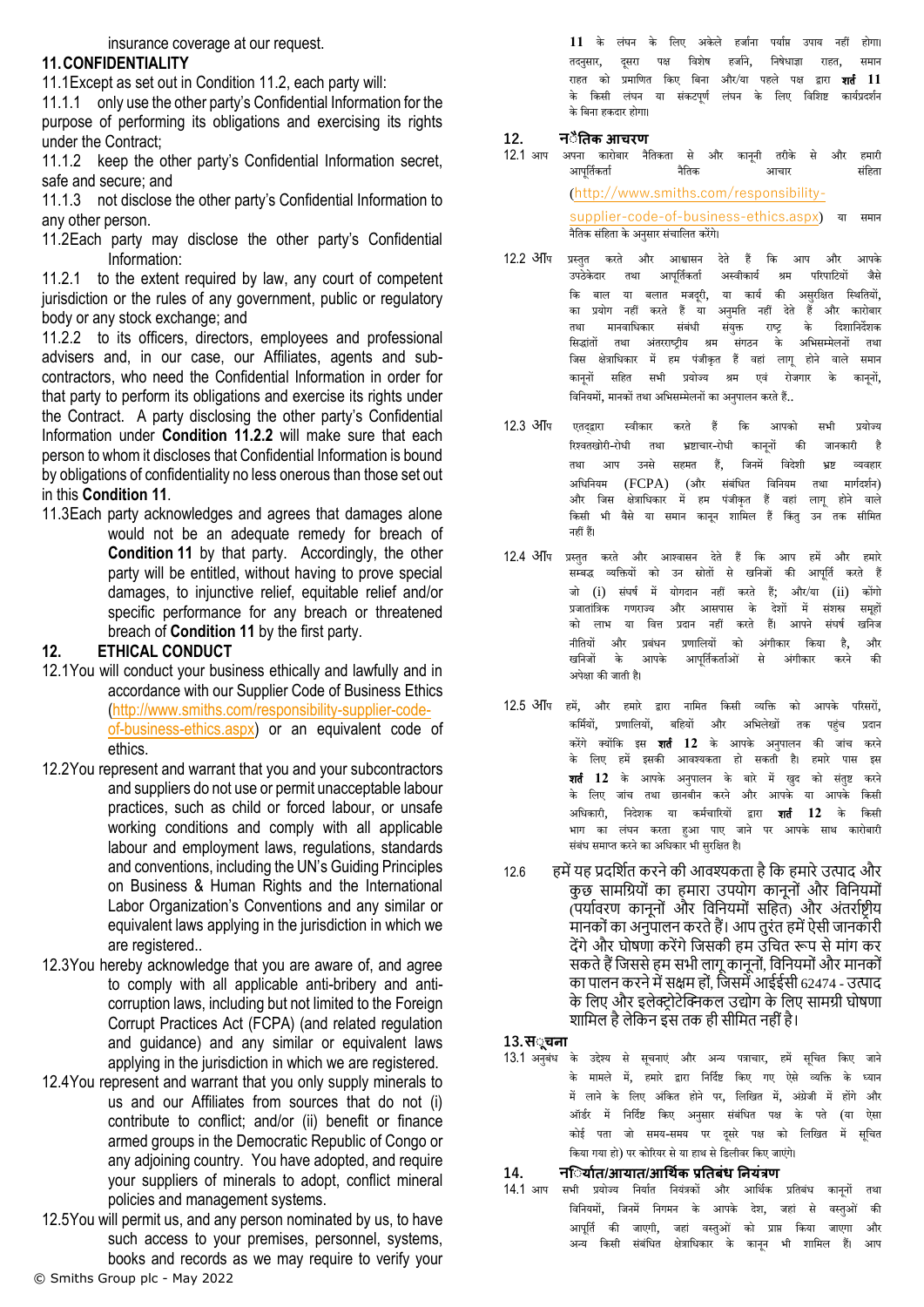insurance coverage at our request.

## 11. CONFIDENTIALITY

11.1 Except as set out in Condition 11.2, each party will:

11.1.1 only use the other party's Confidential Information for the purpose of performing its obligations and exercising its rights under the Contract;

11.1.2 keep the other party's Confidential Information secret, safe and secure; and

11.1.3 not disclose the other party's Confidential Information to any other person.

11.2 Each party may disclose the other party's Confidential Information:

11.2.1 to the extent required by law, any court of competent jurisdiction or the rules of any government, public or regulatory body or any stock exchange; and

11.2.2 to its officers, directors, employees and professional advisers and, in our case, our Affiliates, agents and sub-contractors, who need the Confidential Information in order for that party to perform its obligations and exercise its rights under the Contract. A party disclosing the other party's Confidential Information under **Condition 11.2.2** will make sure that each person to whom it discloses that Confidential Information is bound by obligations of confidentiality no less onerous than those set out in this **Condition 11**.

11.3 Each party acknowledges and agrees that damages alone would not be an adequate remedy for breach of **Condition 11** by that party. Accordingly, the other party will be entitled, without having to prove special damages, to injunctive relief, equitable relief and/or specific performance for any breach or threatened breach of **Condition 11** by the first party.

## 12. ETHICAL CONDUCT

12.1 You will conduct your business ethically and lawfully and in accordance with our Supplier Code of Business Ethics (http://www.smiths.com/responsibility-supplier-code-of-business-ethics.aspx) or an equivalent code of ethics.

12.2 You represent and warrant that you and your subcontractors and suppliers do not use or permit unacceptable labour practices, such as child or forced labour, or unsafe working conditions and comply with all applicable labour and employment laws, regulations, standards and conventions, including the UN's Guiding Principles on Business & Human Rights and the International Labor Organization's Conventions and any similar or equivalent laws applying in the jurisdiction in which we are registered..

12.3 You hereby acknowledge that you are aware of, and agree to comply with all applicable anti-bribery and anti-corruption laws, including but not limited to the Foreign Corrupt Practices Act (FCPA) (and related regulation and guidance) and any similar or equivalent laws applying in the jurisdiction in which we are registered.

12.4 You represent and warrant that you only supply minerals to us and our Affiliates from sources that do not (i) contribute to conflict; and/or (ii) benefit or finance armed groups in the Democratic Republic of Congo or any adjoining country. You have adopted, and require your suppliers of minerals to adopt, conflict mineral policies and management systems.

12.5 You will permit us, and any person nominated by us, to have such access to your premises, personnel, systems, books and records as we may require to verify your

11 के लंघन के लिए अकेले हर्जाना पर्याप्त उपाय नहीं होगा। तदनुसार, दूसरा पक्ष विशेष हर्जाने, निषेधाज्ञा राहत, समान राहत को प्रमाणित किए बिना और/या पहले पक्ष द्वारा **शर्त 11** के किसी लंघन या संकटपूर्ण लंघन के लिए विशिष्ट कार्यप्रदर्शन के बिना हकदार होगा।

## 12. नैतिक आचरण

12.1 आप अपना कारोबार नैतिकता से और कानूनी तरीके से और हमारी आपूर्तिकर्ता नैतिक आचार संहिता (http://www.smiths.com/responsibility-supplier-code-of-business-ethics.aspx) या समान नैतिक संहिता के अनुसार संचालित करेंगे।

12.2 आप प्रस्तुत करते और आश्वासन देते हैं कि आप और आपके उपठेकेदार तथा आपूर्तिकर्ता अस्वीकार्य श्रम परिपाटियों जैसे कि बाल या बलात मजदूरी, या कार्य की असुरक्षित स्थितियों, का प्रयोग नहीं करते हैं या अनुमति नहीं देते हैं और कारोबार तथा मानवाधिकार संबंधी संयुक्त राष्ट्र के दिशानिर्देशक सिद्धांतों तथा अंतरराष्ट्रीय श्रम संगठन के अभिसम्मेलनों तथा जिस क्षेत्राधिकार में हम पंजीकृत हैं वहां लागू होने वाले समान कानूनों सहित सभी प्रयोज्य श्रम एवं रोजगार के कानूनों, विनियमों, मानकों तथा अभिसम्मेलनों का अनुपालन करते हैं..

12.3 आप एतद्द्वारा स्वीकार करते हैं कि आपको सभी प्रयोज्य रिश्वतखोरी-रोधी तथा भ्रष्टाचार-रोधी कानूनों की जानकारी है तथा आप उनसे सहमत हैं, जिनमें विदेशी भ्रष्ट व्यवहार अधिनियम (FCPA) (और संबंधित विनियम तथा मार्गदर्शन) और जिस क्षेत्राधिकार में हम पंजीकृत हैं वहां लागू होने वाले किसी भी वैसे या समान कानून शामिल हैं किंतु उन तक सीमित नहीं हैं।

12.4 आप प्रस्तुत करते और आश्वासन देते हैं कि आप हमें और हमारे सम्बद्ध व्यक्तियों को उन स्रोतों से खनिजों की आपूर्ति करते हैं जो (i) संघर्ष में योगदान नहीं करते हैं; और/या (ii) कोंगो प्रजातांत्रिक गणराज्य और आसपास के देशों में संशस्त्र समूहों को लाभ या वित्त प्रदान नहीं करते हैं। आपने संघर्ष खनिज नीतियों और प्रबंधन प्रणालियों को अंगीकार किया है, और खनिजों के आपके आपूर्तिकर्ताओं से अंगीकार करने की अपेक्षा की जाती है।

12.5 आप हमें, और हमारे द्वारा नामित किसी व्यक्ति को आपके परिसरों, कर्मियों, प्रणालियों, बहियों और अभिलेखों तक पहुंच प्रदान करेंगे क्योंकि इस **शर्त 12** के आपके अनुपालन की जांच करने के लिए हमें इसकी आवश्यकता हो सकती है। हमारे पास इस **शर्त 12** के आपके अनुपालन के बारे में खुद को संतुष्ट करने के लिए जांच तथा छानबीन करने और आपके या आपके किसी अधिकारी, निदेशक या कर्मचारियों द्वारा **शर्त 12** के किसी भाग का लंघन करता हुआ पाए जाने पर आपके साथ कारोबारी संबंध समाप्त करने का अधिकार भी सुरक्षित है।

12.6 हमें यह प्रदर्शित करने की आवश्यकता है कि हमारे उत्पाद और कुछ सामग्रियों का हमारा उपयोग कानूनों और विनियमों (पर्यावरण कानूनों और विनियमों सहित) और अंतर्राष्ट्रीय मानकों का अनुपालन करते हैं। आप तुरंत हमें ऐसी जानकारी देंगे और घोषणा करेंगे जिसकी हम उचित रूप से मांग कर सकते हैं जिससे हम सभी लागू कानूनों, विनियमों और मानकों का पालन करने में सक्षम हों, जिसमें आईईसी 62474 - उत्पाद के लिए और इलेक्ट्रोटेक्निकल उद्योग के लिए सामग्री घोषणा शामिल है लेकिन इस तक ही सीमित नहीं है।

## 13. सूचना

13.1 अनुबंध के उद्देश्य से सूचनाएं और अन्य पत्राचार, हमें सूचित किए जाने के मामले में, हमारे द्वारा निर्दिष्ट किए गए ऐसे व्यक्ति के ध्यान में लाने के लिए अंकित होने पर, लिखित में, अंग्रेजी में होंगे और ऑर्डर में निर्दिष्ट किए अनुसार संबंधित पक्ष के पते (या ऐसा कोई पता जो समय-समय पर दूसरे पक्ष को लिखित में सूचित किया गया हो) पर कोरियर से या हाथ से डिलीवर किए जाएंगे।

## 14. निर्यात/आयात/आर्थिक प्रतिबंध नियंत्रण

14.1 आप सभी प्रयोज्य निर्यात नियंत्रकों और आर्थिक प्रतिबंध कानूनों तथा विनियमों, जिनमें निगमन के आपके देश, जहां से वस्तुओं की आपूर्ति की जाएगी, जहां वस्तुओं को प्राप्त किया जाएगा और अन्य किसी संबंधित क्षेत्राधिकार के कानून भी शामिल हैं। आप

© Smiths Group plc - May 2022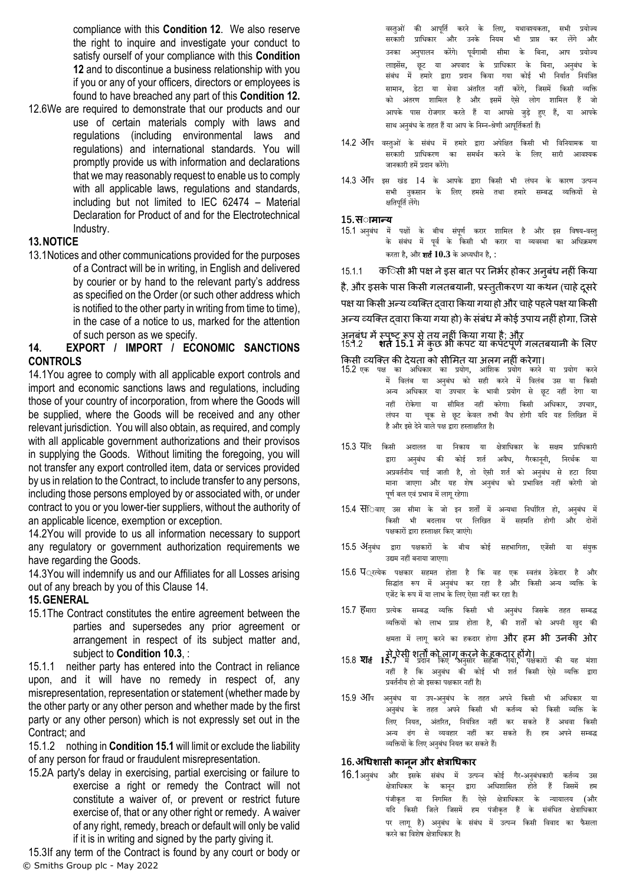compliance with this **Condition 12**. We also reserve the right to inquire and investigate your conduct to satisfy ourself of your compliance with this **Condition 12** and to discontinue a business relationship with you if you or any of your officers, directors or employees is found to have breached any part of this **Condition 12.**

12.6 We are required to demonstrate that our products and our use of certain materials comply with laws and regulations (including environmental laws and regulations) and international standards. You will promptly provide us with information and declarations that we may reasonably request to enable us to comply with all applicable laws, regulations and standards, including but not limited to IEC 62474 – Material Declaration for Product of and for the Electrotechnical Industry.

## 13. NOTICE

13.1 Notices and other communications provided for the purposes of a Contract will be in writing, in English and delivered by courier or by hand to the relevant party's address as specified on the Order (or such other address which is notified to the other party in writing from time to time), in the case of a notice to us, marked for the attention of such person as we specify.

## 14. EXPORT / IMPORT / ECONOMIC SANCTIONS CONTROLS

14.1 You agree to comply with all applicable export controls and import and economic sanctions laws and regulations, including those of your country of incorporation, from where the Goods will be supplied, where the Goods will be received and any other relevant jurisdiction. You will also obtain, as required, and comply with all applicable government authorizations and their provisos in supplying the Goods. Without limiting the foregoing, you will not transfer any export controlled item, data or services provided by us in relation to the Contract, to include transfer to any persons, including those persons employed by or associated with, or under contract to you or you lower-tier suppliers, without the authority of an applicable licence, exemption or exception.

14.2 You will provide to us all information necessary to support any regulatory or government authorization requirements we have regarding the Goods.

14.3 You will indemnify us and our Affiliates for all Losses arising out of any breach by you of this Clause 14.

## 15. GENERAL

15.1 The Contract constitutes the entire agreement between the parties and supersedes any prior agreement or arrangement in respect of its subject matter and, subject to **Condition 10.3**, :

15.1.1 neither party has entered into the Contract in reliance upon, and it will have no remedy in respect of, any misrepresentation, representation or statement (whether made by the other party or any other person and whether made by the first party or any other person) which is not expressly set out in the Contract; and

15.1.2 nothing in **Condition 15.1** will limit or exclude the liability of any person for fraud or fraudulent misrepresentation.

15.2 A party's delay in exercising, partial exercising or failure to exercise a right or remedy the Contract will not constitute a waiver of, or prevent or restrict future exercise of, that or any other right or remedy. A waiver of any right, remedy, breach or default will only be valid if it is in writing and signed by the party giving it.

15.3 If any term of the Contract is found by any court or body or

वस्तुओं की आपूर्ति करने के लिए, यथावश्यकता, सभी प्रयोज्य सरकारी प्राधिकार और उनके नियम भी प्राप्त कर लेंगे और उनका अनुपालन करेंगे। पूर्वगामी सीमा के बिना, आप प्रयोज्य लाइसेंस, छूट या अपवाद के प्राधिकार के बिना, अनुबंध के संबंध में हमारे द्वारा प्रदान किया गया कोई भी निर्यात नियंत्रित सामान, डेटा या सेवा अंतरित नहीं करेंगे, जिसमें किसी व्यक्ति को अंतरण शामिल है और इसमें ऐसे लोग शामिल हैं जो आपके पास रोजगार करते हैं या आपसे जुड़े हुए हैं, या आपके साथ अनुबंध के तहत हैं या आप के निम्न-श्रेणी आपूर्तिकर्ता हैं।

14.2 आप वस्तुओं के संबंध में हमारे द्वारा अपेक्षित किसी भी विनियामक या सरकारी प्राधिकरण का समर्थन करने के लिए सारी आवश्यक जानकारी हमें प्रदान करेंगे।

14.3 आप इस खंड 14 के आपके द्वारा किसी भी लंघन के कारण उत्पन्न सभी नुकसान के लिए हमसे तथा हमारे सम्बद्ध व्यक्तियों से क्षतिपूर्ति लेंगे।

## 15. सामान्य

15.1 अनुबंध में पक्षों के बीच संपूर्ण करार शामिल है और इस विषय-वस्तु के संबंध में पूर्व के किसी भी करार या व्यवस्था का अधिक्रमण करता है, और **शर्त 10.3** के अध्यधीन है, :

15.1.1 किसी भी पक्ष ने इस बात पर निर्भर होकर अनुबंध नहीं किया है, और इसके पास किसी गलतबयानी, प्रस्तुतीकरण या कथन (चाहे दूसरे पक्ष या किसी अन्य व्यक्ति द्वारा किया गया हो और चाहे पहले पक्ष या किसी अन्य व्यक्ति द्वारा किया गया हो) के संबंध में कोई उपाय नहीं होगा, जिसे अनुबंध में स्पष्ट रूप से तय नहीं किया गया है; और

15.1.2 **शर्त 15.1** में कुछ भी कपट या कपटपूर्ण गलतबयानी के लिए किसी व्यक्ति की देयता को सीमित या अलग नहीं करेगा।

15.2 एक पक्ष का अधिकार का प्रयोग, आंशिक प्रयोग करने या प्रयोग करने में विलंब या अनुबंध को सही करने में विलंब उस या किसी अन्य अधिकार या उपचार के भावी प्रयोग से छूट नहीं देगा या नहीं रोकेगा या सीमित नहीं करेगा। किसी अधिकार, उपचार, लंघन या चूक से छूट केवल तभी वैध होगी यदि यह लिखित में है और इसे देने वाले पक्ष द्वारा हस्ताक्षरित है।

15.3 यदि किसी अदालत या निकाय या क्षेत्राधिकार के सक्षम प्राधिकारी द्वारा अनुबंध की कोई शर्त अवैध, गैरकानूनी, निरर्थक या अप्रवर्तनीय पाई जाती है, तो ऐसी शर्त को अनुबंध से हटा दिया माना जाएगा और यह शेष अनुबंध को प्रभावित नहीं करेगी जो पूर्ण बल एवं प्रभाव में लागू रहेगा।

15.4 सिवाए उस सीमा के जो इन शर्तों में अन्यथा निर्धारित हो, अनुबंध में किसी भी बदलाव पर लिखित में सहमति होगी और दोनों पक्षकारों द्वारा हस्ताक्षर किए जाएंगे।

15.5 अनुबंध द्वारा पक्षकारों के बीच कोई सहभागिता, एजेंसी या संयुक्त उद्यम नहीं बनाया जाएगा।

15.6 प्रत्येक पक्षकार सहमत होता है कि वह एक स्वतंत्र ठेकेदार है और सिद्धांत रूप में अनुबंध कर रहा है और किसी अन्य व्यक्ति के एजेंट के रूप में या लाभ के लिए ऐसा नहीं कर रहा है।

15.7 हमारा प्रत्येक सम्बद्ध व्यक्ति किसी भी अनुबंध जिसके तहत सम्बद्ध व्यक्तियों को लाभ प्राप्त होता है, की शर्तों को अपनी खुद की क्षमता में लागू करने का हकदार होगा और हम भी उनकी ओर से ऐसी शर्तों को लागू करने के हकदार होंगे।

15.8 **शर्त 15.7** में प्रदान किए अनुसार सहेजा गया, पक्षकारों की यह मंशा नहीं है कि अनुबंध की कोई भी शर्त किसी ऐसे व्यक्ति द्वारा प्रवर्तनीय हो जो इसका पक्षकार नहीं है।

15.9 आप अनुबंध या उप-अनुबंध के तहत अपने किसी भी अधिकार या अनुबंध के तहत अपने किसी भी कर्तव्य को किसी व्यक्ति के लिए नियत, अंतरित, नियंत्रित नहीं कर सकते हैं अथवा किसी अन्य ढंग से व्यवहार नहीं कर सकते हैं। हम अपने सम्बद्ध व्यक्तियों के लिए अनुबंध नियत कर सकते हैं।

## 16. अधिशासी कानून और क्षेत्राधिकार

16.1 अनुबंध और इसके संबंध में उत्पन्न कोई गैर-अनुबंधकारी कर्तव्य उस क्षेत्राधिकार के कानून द्वारा अधिशासित होते हैं जिसमें हम पंजीकृत या निगमित हैं। ऐसे क्षेत्राधिकार के न्यायालय (और यदि किसी जिले जिसमें हम पंजीकृत हैं के संबंधित क्षेत्राधिकार पर लागू है) अनुबंध के संबंध में उत्पन्न किसी विवाद का फैसला करने का विशेष क्षेत्राधिकार है।

© Smiths Group plc - May 2022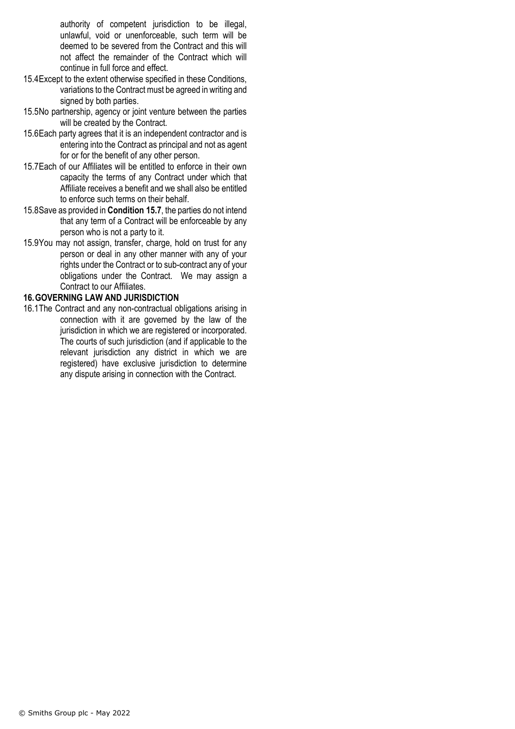authority of competent jurisdiction to be illegal, unlawful, void or unenforceable, such term will be deemed to be severed from the Contract and this will not affect the remainder of the Contract which will continue in full force and effect.

15.4 Except to the extent otherwise specified in these Conditions, variations to the Contract must be agreed in writing and signed by both parties.

15.5 No partnership, agency or joint venture between the parties will be created by the Contract.

15.6 Each party agrees that it is an independent contractor and is entering into the Contract as principal and not as agent for or for the benefit of any other person.

15.7 Each of our Affiliates will be entitled to enforce in their own capacity the terms of any Contract under which that Affiliate receives a benefit and we shall also be entitled to enforce such terms on their behalf.

15.8 Save as provided in **Condition 15.7**, the parties do not intend that any term of a Contract will be enforceable by any person who is not a party to it.

15.9 You may not assign, transfer, charge, hold on trust for any person or deal in any other manner with any of your rights under the Contract or to sub-contract any of your obligations under the Contract. We may assign a Contract to our Affiliates.

**16. GOVERNING LAW AND JURISDICTION**

16.1 The Contract and any non-contractual obligations arising in connection with it are governed by the law of the jurisdiction in which we are registered or incorporated. The courts of such jurisdiction (and if applicable to the relevant jurisdiction any district in which we are registered) have exclusive jurisdiction to determine any dispute arising in connection with the Contract.

© Smiths Group plc - May 2022